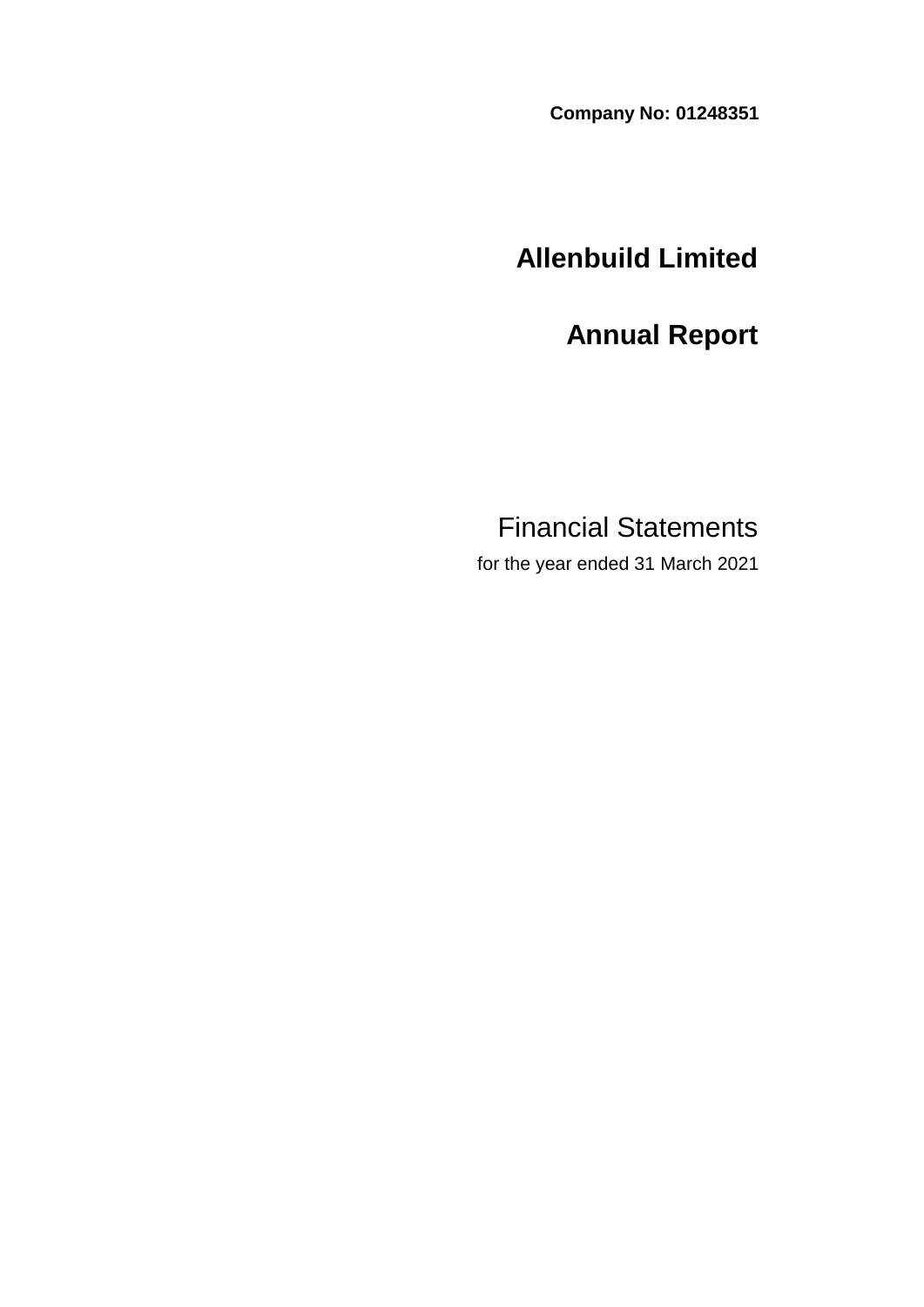**Company No: 01248351**

# Allenbuild Limited

# Annual Report

## Financial Statements

for the year ended 31 March 2021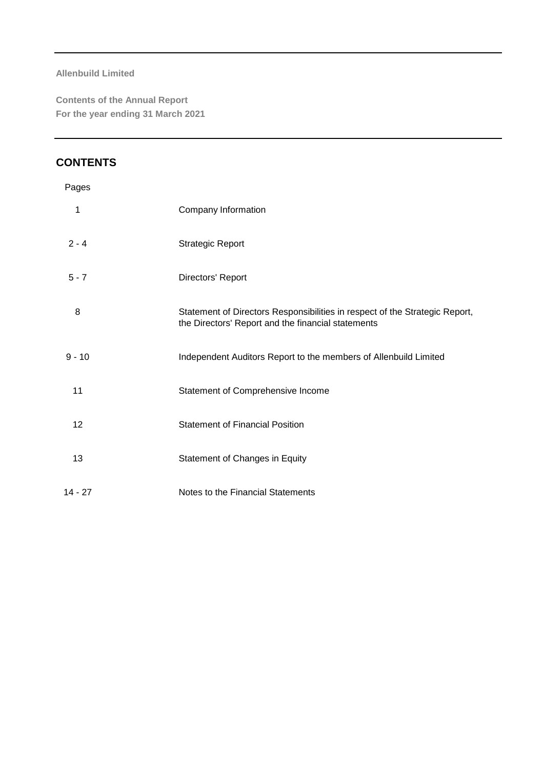**Allenbuild Limited**

**Contents of the Annual Report**
**For the year ending 31 March 2021**

## CONTENTS

| Pages | |
|---|---|
| 1 | Company Information |
| 2 - 4 | Strategic Report |
| 5 - 7 | Directors' Report |
| 8 | Statement of Directors Responsibilities in respect of the Strategic Report, the Directors' Report and the financial statements |
| 9 - 10 | Independent Auditors Report to the members of Allenbuild Limited |
| 11 | Statement of Comprehensive Income |
| 12 | Statement of Financial Position |
| 13 | Statement of Changes in Equity |
| 14 - 27 | Notes to the Financial Statements |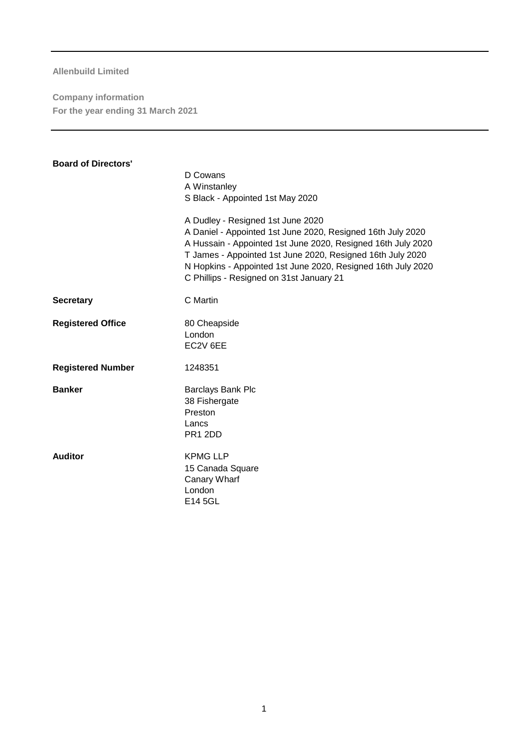**Allenbuild Limited**

**Company information**
**For the year ending 31 March 2021**

| | |
|---|---|
| **Board of Directors'** | D Cowans<br>A Winstanley<br>S Black - Appointed 1st May 2020<br><br>A Dudley - Resigned 1st June 2020<br>A Daniel - Appointed 1st June 2020, Resigned 16th July 2020<br>A Hussain - Appointed 1st June 2020, Resigned 16th July 2020<br>T James - Appointed 1st June 2020, Resigned 16th July 2020<br>N Hopkins - Appointed 1st June 2020, Resigned 16th July 2020<br>C Phillips - Resigned on 31st January 21 |
| **Secretary** | C Martin |
| **Registered Office** | 80 Cheapside<br>London<br>EC2V 6EE |
| **Registered Number** | 1248351 |
| **Banker** | Barclays Bank Plc<br>38 Fishergate<br>Preston<br>Lancs<br>PR1 2DD |
| **Auditor** | KPMG LLP<br>15 Canada Square<br>Canary Wharf<br>London<br>E14 5GL |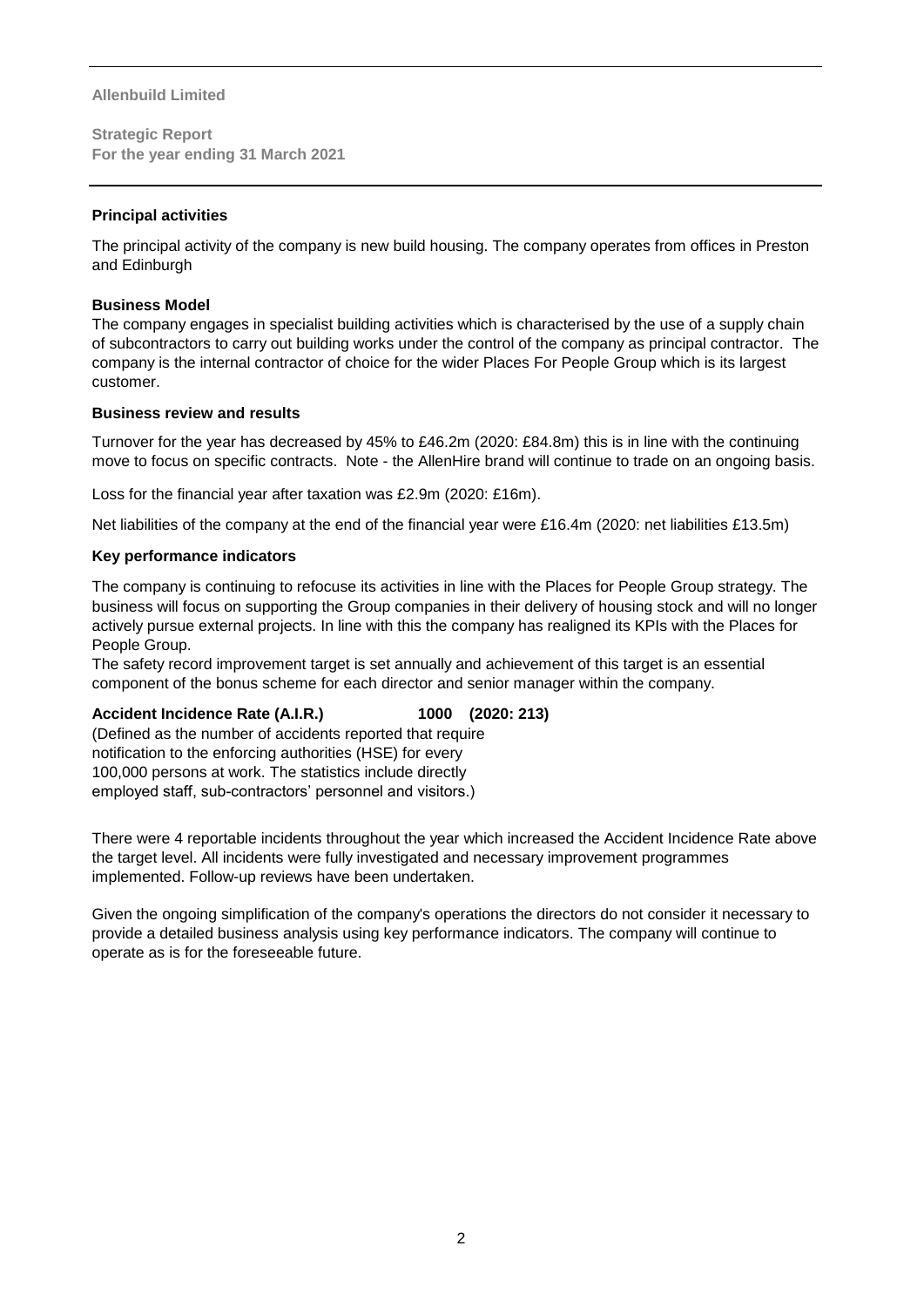**Allenbuild Limited**

**Strategic Report**
**For the year ending 31 March 2021**

---

**Principal activities**

The principal activity of the company is new build housing. The company operates from offices in Preston and Edinburgh

**Business Model**

The company engages in specialist building activities which is characterised by the use of a supply chain of subcontractors to carry out building works under the control of the company as principal contractor. The company is the internal contractor of choice for the wider Places For People Group which is its largest customer.

**Business review and results**

Turnover for the year has decreased by 45% to £46.2m (2020: £84.8m) this is in line with the continuing move to focus on specific contracts. Note - the AllenHire brand will continue to trade on an ongoing basis.

Loss for the financial year after taxation was £2.9m (2020: £16m).

Net liabilities of the company at the end of the financial year were £16.4m (2020: net liabilities £13.5m)

**Key performance indicators**

The company is continuing to refocus its activities in line with the Places for People Group strategy. The business will focus on supporting the Group companies in their delivery of housing stock and will no longer actively pursue external projects. In line with this the company has realigned its KPIs with the Places for People Group.

The safety record improvement target is set annually and achievement of this target is an essential component of the bonus scheme for each director and senior manager within the company.

**Accident Incidence Rate (A.I.R.)** **1000 (2020: 213)**

(Defined as the number of accidents reported that require notification to the enforcing authorities (HSE) for every 100,000 persons at work. The statistics include directly employed staff, sub-contractors' personnel and visitors.)

There were 4 reportable incidents throughout the year which increased the Accident Incidence Rate above the target level. All incidents were fully investigated and necessary improvement programmes implemented. Follow-up reviews have been undertaken.

Given the ongoing simplification of the company's operations the directors do not consider it necessary to provide a detailed business analysis using key performance indicators. The company will continue to operate as is for the foreseeable future.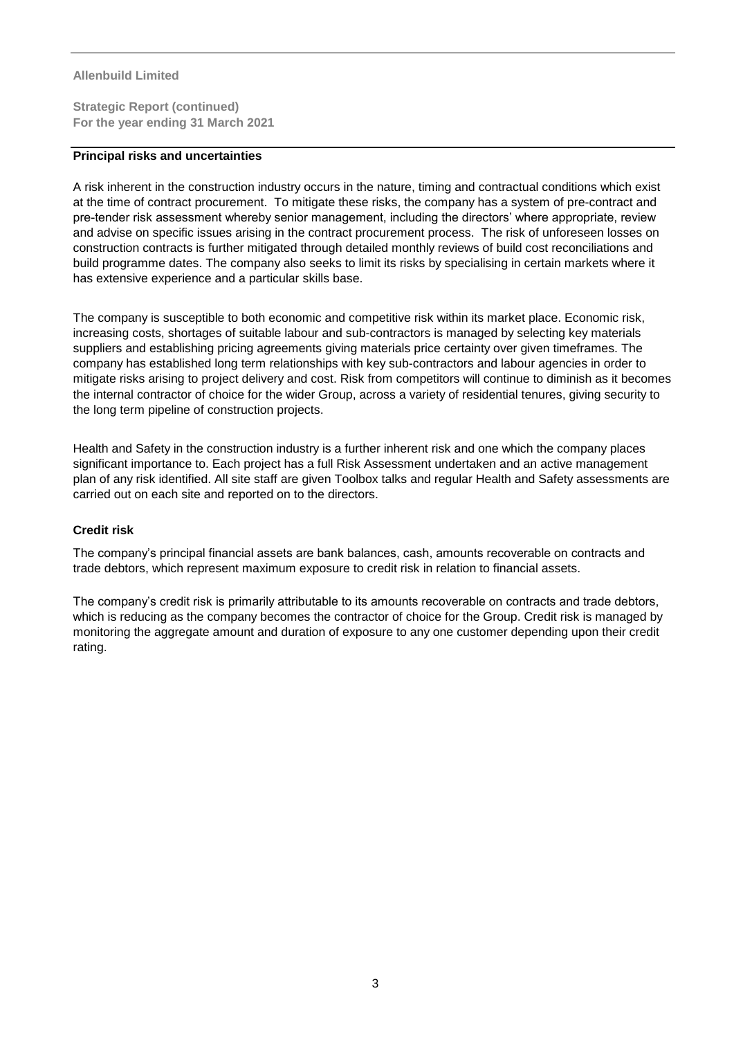## Principal risks and uncertainties

A risk inherent in the construction industry occurs in the nature, timing and contractual conditions which exist at the time of contract procurement. To mitigate these risks, the company has a system of pre-contract and pre-tender risk assessment whereby senior management, including the directors' where appropriate, review and advise on specific issues arising in the contract procurement process. The risk of unforeseen losses on construction contracts is further mitigated through detailed monthly reviews of build cost reconciliations and build programme dates. The company also seeks to limit its risks by specialising in certain markets where it has extensive experience and a particular skills base.

The company is susceptible to both economic and competitive risk within its market place. Economic risk, increasing costs, shortages of suitable labour and sub-contractors is managed by selecting key materials suppliers and establishing pricing agreements giving materials price certainty over given timeframes. The company has established long term relationships with key sub-contractors and labour agencies in order to mitigate risks arising to project delivery and cost. Risk from competitors will continue to diminish as it becomes the internal contractor of choice for the wider Group, across a variety of residential tenures, giving security to the long term pipeline of construction projects.

Health and Safety in the construction industry is a further inherent risk and one which the company places significant importance to. Each project has a full Risk Assessment undertaken and an active management plan of any risk identified. All site staff are given Toolbox talks and regular Health and Safety assessments are carried out on each site and reported on to the directors.

## Credit risk

The company's principal financial assets are bank balances, cash, amounts recoverable on contracts and trade debtors, which represent maximum exposure to credit risk in relation to financial assets.

The company's credit risk is primarily attributable to its amounts recoverable on contracts and trade debtors, which is reducing as the company becomes the contractor of choice for the Group. Credit risk is managed by monitoring the aggregate amount and duration of exposure to any one customer depending upon their credit rating.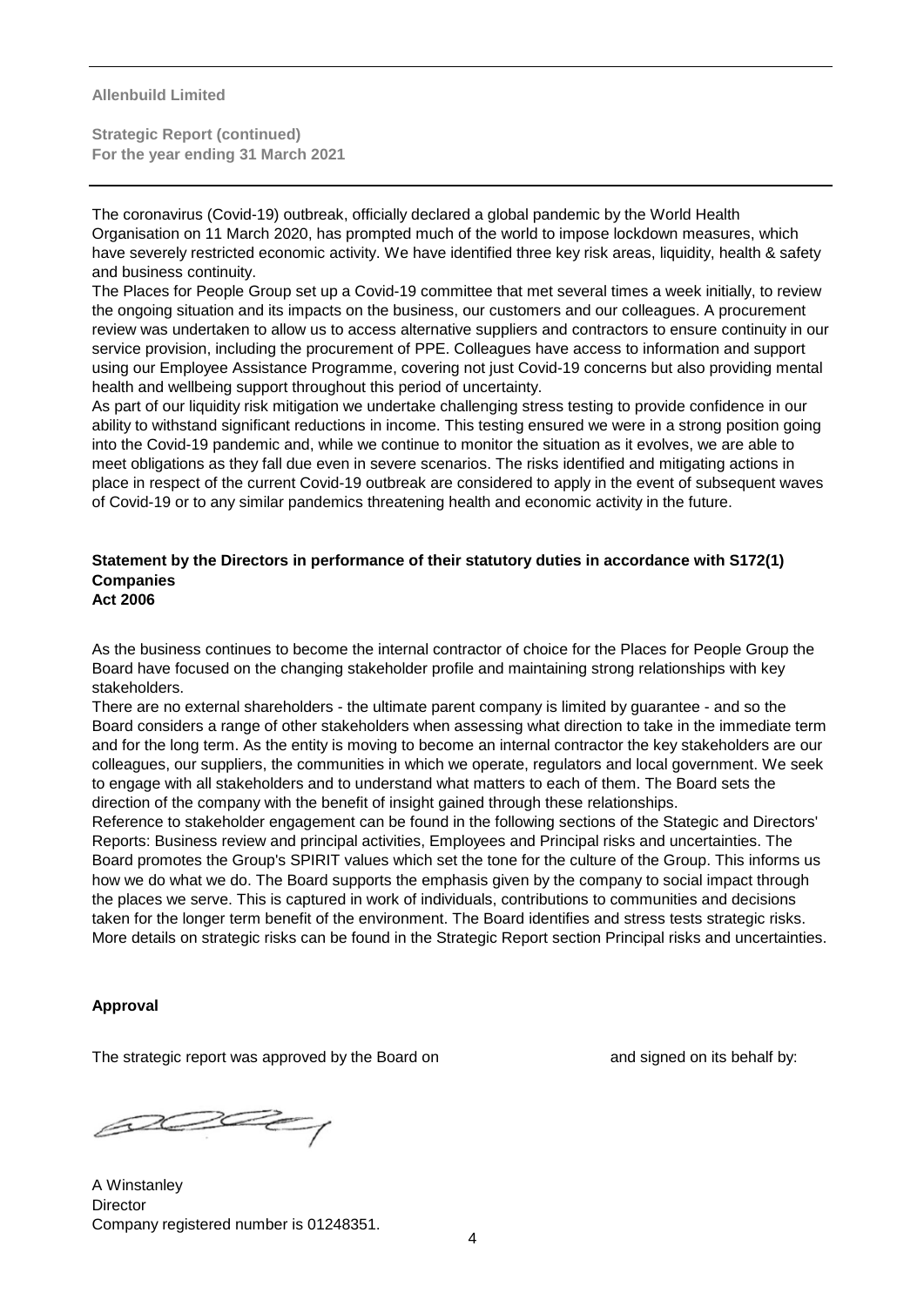The coronavirus (Covid-19) outbreak, officially declared a global pandemic by the World Health Organisation on 11 March 2020, has prompted much of the world to impose lockdown measures, which have severely restricted economic activity. We have identified three key risk areas, liquidity, health & safety and business continuity.

The Places for People Group set up a Covid-19 committee that met several times a week initially, to review the ongoing situation and its impacts on the business, our customers and our colleagues. A procurement review was undertaken to allow us to access alternative suppliers and contractors to ensure continuity in our service provision, including the procurement of PPE. Colleagues have access to information and support using our Employee Assistance Programme, covering not just Covid-19 concerns but also providing mental health and wellbeing support throughout this period of uncertainty.

As part of our liquidity risk mitigation we undertake challenging stress testing to provide confidence in our ability to withstand significant reductions in income. This testing ensured we were in a strong position going into the Covid-19 pandemic and, while we continue to monitor the situation as it evolves, we are able to meet obligations as they fall due even in severe scenarios. The risks identified and mitigating actions in place in respect of the current Covid-19 outbreak are considered to apply in the event of subsequent waves of Covid-19 or to any similar pandemics threatening health and economic activity in the future.

**Statement by the Directors in performance of their statutory duties in accordance with S172(1) Companies Act 2006**

As the business continues to become the internal contractor of choice for the Places for People Group the Board have focused on the changing stakeholder profile and maintaining strong relationships with key stakeholders.

There are no external shareholders - the ultimate parent company is limited by guarantee - and so the Board considers a range of other stakeholders when assessing what direction to take in the immediate term and for the long term. As the entity is moving to become an internal contractor the key stakeholders are our colleagues, our suppliers, the communities in which we operate, regulators and local government. We seek to engage with all stakeholders and to understand what matters to each of them. The Board sets the direction of the company with the benefit of insight gained through these relationships.

Reference to stakeholder engagement can be found in the following sections of the Stategic and Directors' Reports: Business review and principal activities, Employees and Principal risks and uncertainties. The Board promotes the Group's SPIRIT values which set the tone for the culture of the Group. This informs us how we do what we do. The Board supports the emphasis given by the company to social impact through the places we serve. This is captured in work of individuals, contributions to communities and decisions taken for the longer term benefit of the environment. The Board identifies and stress tests strategic risks. More details on strategic risks can be found in the Strategic Report section Principal risks and uncertainties.

**Approval**

The strategic report was approved by the Board on and signed on its behalf by:

A Winstanley
Director
Company registered number is 01248351.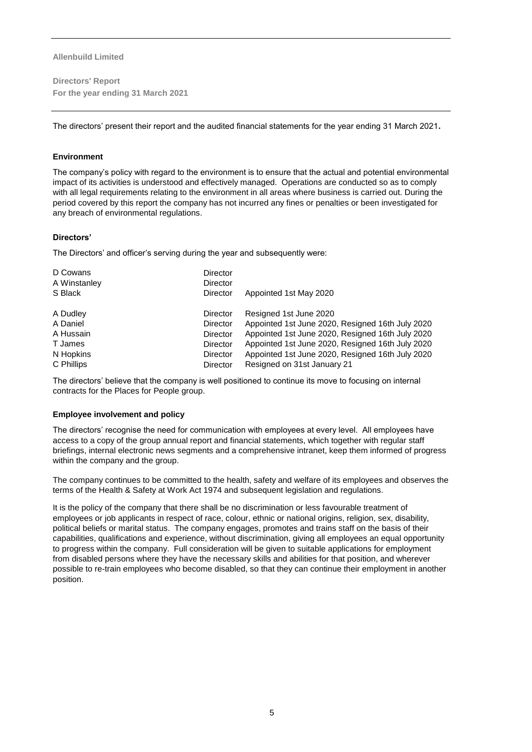**Allenbuild Limited**

**Directors' Report**
**For the year ending 31 March 2021**

The directors' present their report and the audited financial statements for the year ending 31 March 2021**.**

#### Environment

The company's policy with regard to the environment is to ensure that the actual and potential environmental impact of its activities is understood and effectively managed. Operations are conducted so as to comply with all legal requirements relating to the environment in all areas where business is carried out. During the period covered by this report the company has not incurred any fines or penalties or been investigated for any breach of environmental regulations.

#### Directors'

The Directors' and officer's serving during the year and subsequently were:

| | | |
|---|---|---|
| D Cowans | Director | |
| A Winstanley | Director | |
| S Black | Director | Appointed 1st May 2020 |
| A Dudley | Director | Resigned 1st June 2020 |
| A Daniel | Director | Appointed 1st June 2020, Resigned 16th July 2020 |
| A Hussain | Director | Appointed 1st June 2020, Resigned 16th July 2020 |
| T James | Director | Appointed 1st June 2020, Resigned 16th July 2020 |
| N Hopkins | Director | Appointed 1st June 2020, Resigned 16th July 2020 |
| C Phillips | Director | Resigned on 31st January 21 |

The directors' believe that the company is well positioned to continue its move to focusing on internal contracts for the Places for People group.

#### Employee involvement and policy

The directors' recognise the need for communication with employees at every level. All employees have access to a copy of the group annual report and financial statements, which together with regular staff briefings, internal electronic news segments and a comprehensive intranet, keep them informed of progress within the company and the group.

The company continues to be committed to the health, safety and welfare of its employees and observes the terms of the Health & Safety at Work Act 1974 and subsequent legislation and regulations.

It is the policy of the company that there shall be no discrimination or less favourable treatment of employees or job applicants in respect of race, colour, ethnic or national origins, religion, sex, disability, political beliefs or marital status. The company engages, promotes and trains staff on the basis of their capabilities, qualifications and experience, without discrimination, giving all employees an equal opportunity to progress within the company. Full consideration will be given to suitable applications for employment from disabled persons where they have the necessary skills and abilities for that position, and wherever possible to re-train employees who become disabled, so that they can continue their employment in another position.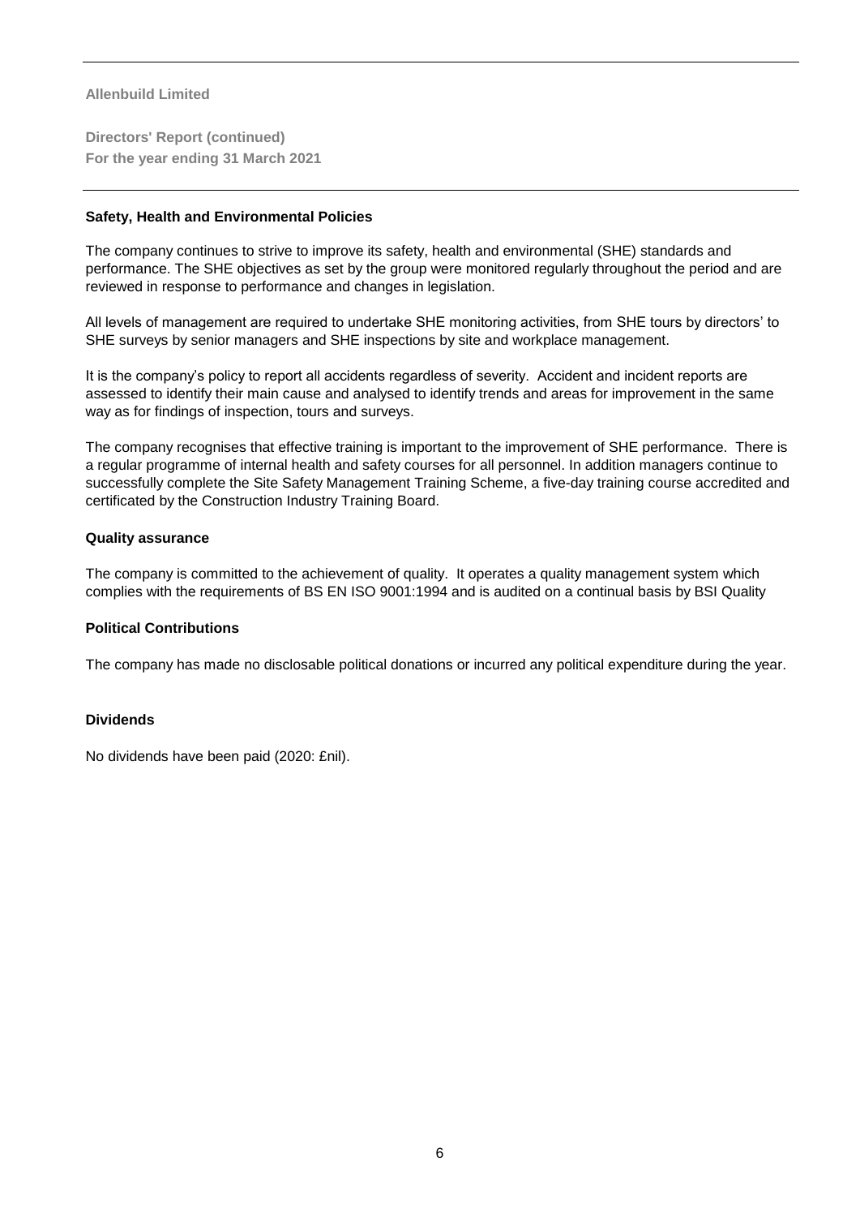**Allenbuild Limited**

**Directors' Report (continued)**
**For the year ending 31 March 2021**

### Safety, Health and Environmental Policies

The company continues to strive to improve its safety, health and environmental (SHE) standards and performance. The SHE objectives as set by the group were monitored regularly throughout the period and are reviewed in response to performance and changes in legislation.

All levels of management are required to undertake SHE monitoring activities, from SHE tours by directors' to SHE surveys by senior managers and SHE inspections by site and workplace management.

It is the company's policy to report all accidents regardless of severity. Accident and incident reports are assessed to identify their main cause and analysed to identify trends and areas for improvement in the same way as for findings of inspection, tours and surveys.

The company recognises that effective training is important to the improvement of SHE performance. There is a regular programme of internal health and safety courses for all personnel. In addition managers continue to successfully complete the Site Safety Management Training Scheme, a five-day training course accredited and certificated by the Construction Industry Training Board.

### Quality assurance

The company is committed to the achievement of quality. It operates a quality management system which complies with the requirements of BS EN ISO 9001:1994 and is audited on a continual basis by BSI Quality

### Political Contributions

The company has made no disclosable political donations or incurred any political expenditure during the year.

### Dividends

No dividends have been paid (2020: £nil).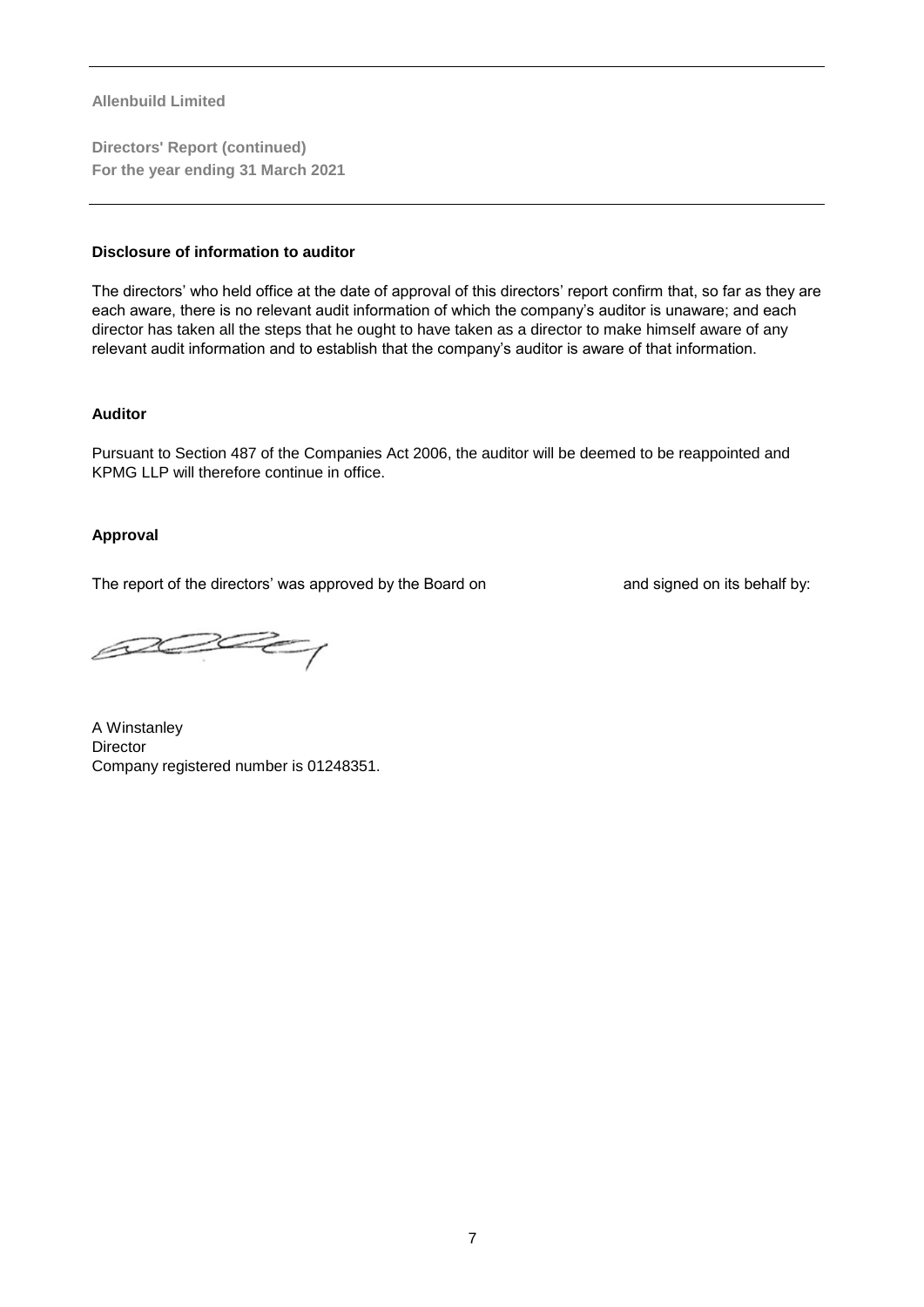Allenbuild Limited

**Directors' Report (continued)**
**For the year ending 31 March 2021**

### Disclosure of information to auditor

The directors' who held office at the date of approval of this directors' report confirm that, so far as they are each aware, there is no relevant audit information of which the company's auditor is unaware; and each director has taken all the steps that he ought to have taken as a director to make himself aware of any relevant audit information and to establish that the company's auditor is aware of that information.

### Auditor

Pursuant to Section 487 of the Companies Act 2006, the auditor will be deemed to be reappointed and KPMG LLP will therefore continue in office.

### Approval

The report of the directors' was approved by the Board on and signed on its behalf by:

A Winstanley
Director
Company registered number is 01248351.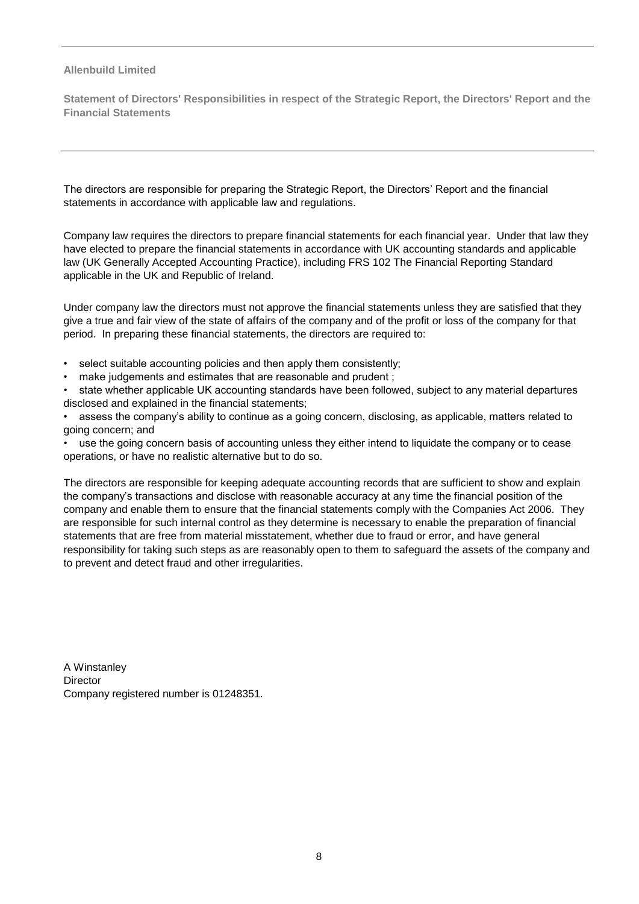**Allenbuild Limited**

## Statement of Directors' Responsibilities in respect of the Strategic Report, the Directors' Report and the Financial Statements

The directors are responsible for preparing the Strategic Report, the Directors' Report and the financial statements in accordance with applicable law and regulations.

Company law requires the directors to prepare financial statements for each financial year. Under that law they have elected to prepare the financial statements in accordance with UK accounting standards and applicable law (UK Generally Accepted Accounting Practice), including FRS 102 The Financial Reporting Standard applicable in the UK and Republic of Ireland.

Under company law the directors must not approve the financial statements unless they are satisfied that they give a true and fair view of the state of affairs of the company and of the profit or loss of the company for that period. In preparing these financial statements, the directors are required to:

- select suitable accounting policies and then apply them consistently;
- make judgements and estimates that are reasonable and prudent ;
- state whether applicable UK accounting standards have been followed, subject to any material departures disclosed and explained in the financial statements;
- assess the company's ability to continue as a going concern, disclosing, as applicable, matters related to going concern; and
- use the going concern basis of accounting unless they either intend to liquidate the company or to cease operations, or have no realistic alternative but to do so.

The directors are responsible for keeping adequate accounting records that are sufficient to show and explain the company's transactions and disclose with reasonable accuracy at any time the financial position of the company and enable them to ensure that the financial statements comply with the Companies Act 2006. They are responsible for such internal control as they determine is necessary to enable the preparation of financial statements that are free from material misstatement, whether due to fraud or error, and have general responsibility for taking such steps as are reasonably open to them to safeguard the assets of the company and to prevent and detect fraud and other irregularities.

A Winstanley
Director
Company registered number is 01248351.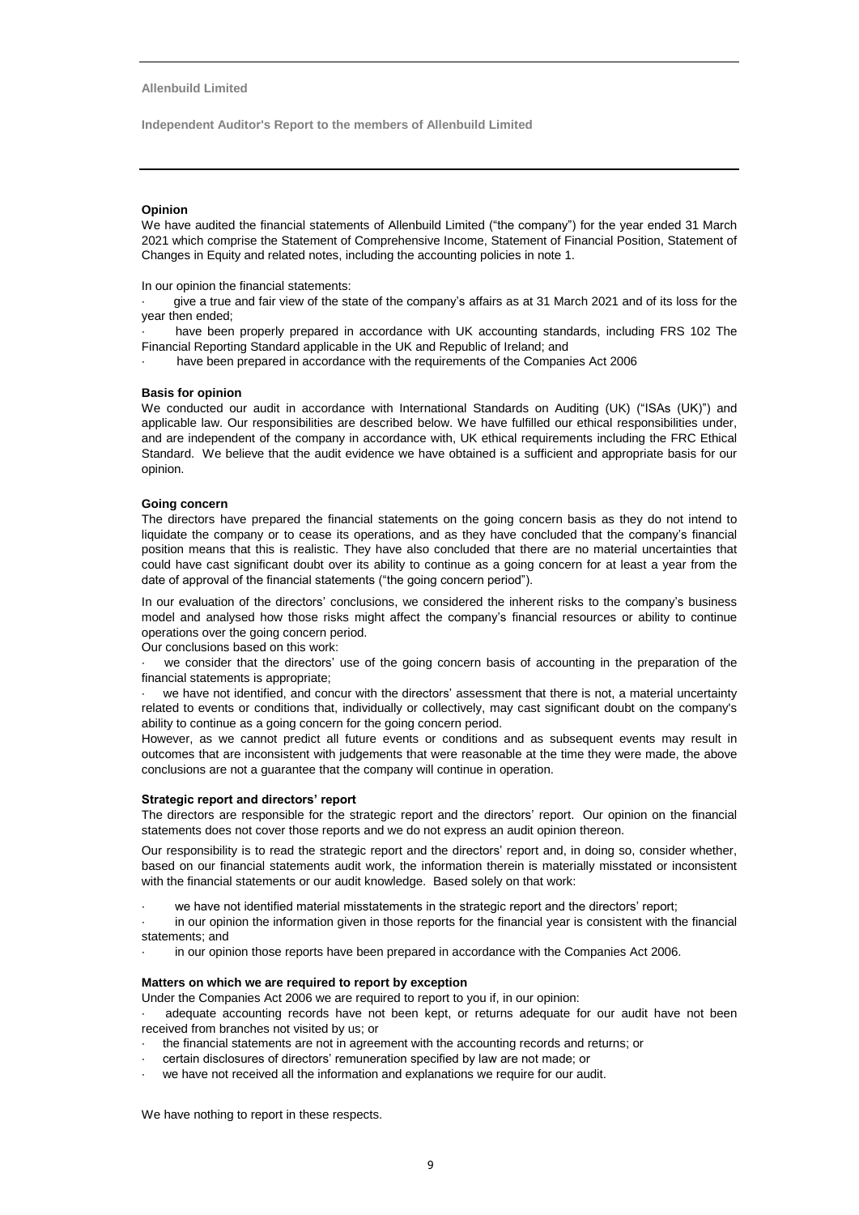**Allenbuild Limited**

**Independent Auditor's Report to the members of Allenbuild Limited**

## Opinion

We have audited the financial statements of Allenbuild Limited ("the company") for the year ended 31 March 2021 which comprise the Statement of Comprehensive Income, Statement of Financial Position, Statement of Changes in Equity and related notes, including the accounting policies in note 1.

In our opinion the financial statements:

- give a true and fair view of the state of the company's affairs as at 31 March 2021 and of its loss for the year then ended;
- have been properly prepared in accordance with UK accounting standards, including FRS 102 The Financial Reporting Standard applicable in the UK and Republic of Ireland; and
- have been prepared in accordance with the requirements of the Companies Act 2006

## Basis for opinion

We conducted our audit in accordance with International Standards on Auditing (UK) ("ISAs (UK)") and applicable law. Our responsibilities are described below. We have fulfilled our ethical responsibilities under, and are independent of the company in accordance with, UK ethical requirements including the FRC Ethical Standard. We believe that the audit evidence we have obtained is a sufficient and appropriate basis for our opinion.

## Going concern

The directors have prepared the financial statements on the going concern basis as they do not intend to liquidate the company or to cease its operations, and as they have concluded that the company's financial position means that this is realistic. They have also concluded that there are no material uncertainties that could have cast significant doubt over its ability to continue as a going concern for at least a year from the date of approval of the financial statements ("the going concern period").

In our evaluation of the directors' conclusions, we considered the inherent risks to the company's business model and analysed how those risks might affect the company's financial resources or ability to continue operations over the going concern period.

Our conclusions based on this work:

- we consider that the directors' use of the going concern basis of accounting in the preparation of the financial statements is appropriate;
- we have not identified, and concur with the directors' assessment that there is not, a material uncertainty related to events or conditions that, individually or collectively, may cast significant doubt on the company's ability to continue as a going concern for the going concern period.

However, as we cannot predict all future events or conditions and as subsequent events may result in outcomes that are inconsistent with judgements that were reasonable at the time they were made, the above conclusions are not a guarantee that the company will continue in operation.

## Strategic report and directors' report

The directors are responsible for the strategic report and the directors' report. Our opinion on the financial statements does not cover those reports and we do not express an audit opinion thereon.

Our responsibility is to read the strategic report and the directors' report and, in doing so, consider whether, based on our financial statements audit work, the information therein is materially misstated or inconsistent with the financial statements or our audit knowledge. Based solely on that work:

- we have not identified material misstatements in the strategic report and the directors' report;
- in our opinion the information given in those reports for the financial year is consistent with the financial statements; and
- in our opinion those reports have been prepared in accordance with the Companies Act 2006.

## Matters on which we are required to report by exception

Under the Companies Act 2006 we are required to report to you if, in our opinion:

- adequate accounting records have not been kept, or returns adequate for our audit have not been received from branches not visited by us; or
- the financial statements are not in agreement with the accounting records and returns; or
- certain disclosures of directors' remuneration specified by law are not made; or
- we have not received all the information and explanations we require for our audit.

We have nothing to report in these respects.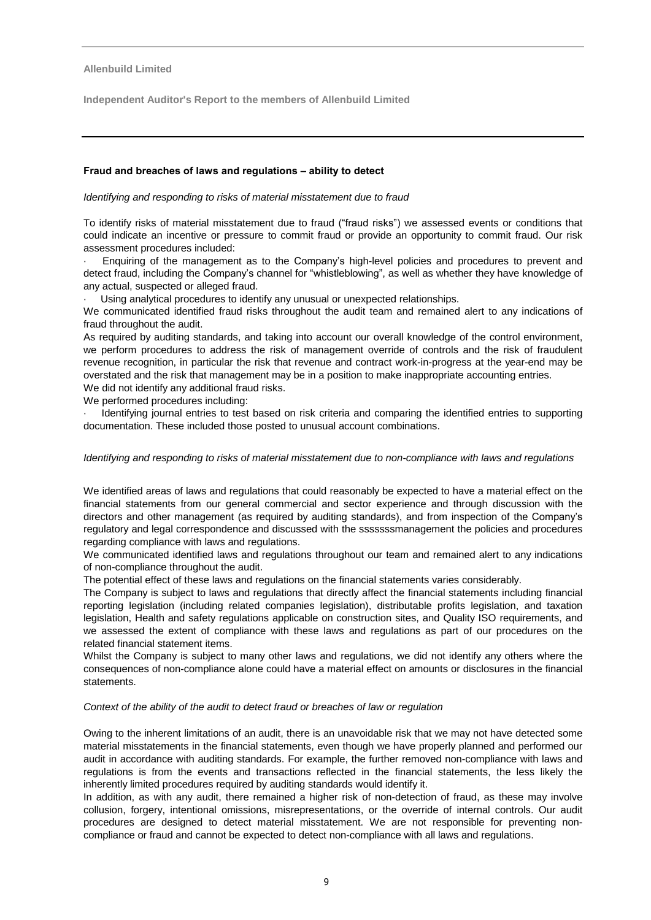**Fraud and breaches of laws and regulations – ability to detect**

*Identifying and responding to risks of material misstatement due to fraud*

To identify risks of material misstatement due to fraud ("fraud risks") we assessed events or conditions that could indicate an incentive or pressure to commit fraud or provide an opportunity to commit fraud. Our risk assessment procedures included:

- Enquiring of the management as to the Company's high-level policies and procedures to prevent and detect fraud, including the Company's channel for "whistleblowing", as well as whether they have knowledge of any actual, suspected or alleged fraud.
- Using analytical procedures to identify any unusual or unexpected relationships.

We communicated identified fraud risks throughout the audit team and remained alert to any indications of fraud throughout the audit.

As required by auditing standards, and taking into account our overall knowledge of the control environment, we perform procedures to address the risk of management override of controls and the risk of fraudulent revenue recognition, in particular the risk that revenue and contract work-in-progress at the year-end may be overstated and the risk that management may be in a position to make inappropriate accounting entries.

We did not identify any additional fraud risks.

We performed procedures including:

- Identifying journal entries to test based on risk criteria and comparing the identified entries to supporting documentation. These included those posted to unusual account combinations.

*Identifying and responding to risks of material misstatement due to non-compliance with laws and regulations*

We identified areas of laws and regulations that could reasonably be expected to have a material effect on the financial statements from our general commercial and sector experience and through discussion with the directors and other management (as required by auditing standards), and from inspection of the Company's regulatory and legal correspondence and discussed with the sssssssmanagement the policies and procedures regarding compliance with laws and regulations.

We communicated identified laws and regulations throughout our team and remained alert to any indications of non-compliance throughout the audit.

The potential effect of these laws and regulations on the financial statements varies considerably.

The Company is subject to laws and regulations that directly affect the financial statements including financial reporting legislation (including related companies legislation), distributable profits legislation, and taxation legislation, Health and safety regulations applicable on construction sites, and Quality ISO requirements, and we assessed the extent of compliance with these laws and regulations as part of our procedures on the related financial statement items.

Whilst the Company is subject to many other laws and regulations, we did not identify any others where the consequences of non-compliance alone could have a material effect on amounts or disclosures in the financial statements.

*Context of the ability of the audit to detect fraud or breaches of law or regulation*

Owing to the inherent limitations of an audit, there is an unavoidable risk that we may not have detected some material misstatements in the financial statements, even though we have properly planned and performed our audit in accordance with auditing standards. For example, the further removed non-compliance with laws and regulations is from the events and transactions reflected in the financial statements, the less likely the inherently limited procedures required by auditing standards would identify it.

In addition, as with any audit, there remained a higher risk of non-detection of fraud, as these may involve collusion, forgery, intentional omissions, misrepresentations, or the override of internal controls. Our audit procedures are designed to detect material misstatement. We are not responsible for preventing non-compliance or fraud and cannot be expected to detect non-compliance with all laws and regulations.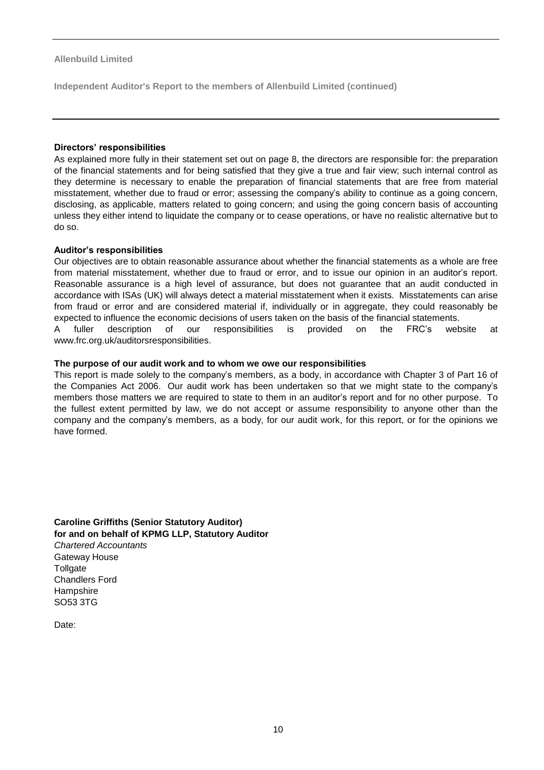### Directors' responsibilities

As explained more fully in their statement set out on page 8, the directors are responsible for: the preparation of the financial statements and for being satisfied that they give a true and fair view; such internal control as they determine is necessary to enable the preparation of financial statements that are free from material misstatement, whether due to fraud or error; assessing the company's ability to continue as a going concern, disclosing, as applicable, matters related to going concern; and using the going concern basis of accounting unless they either intend to liquidate the company or to cease operations, or have no realistic alternative but to do so.

### Auditor's responsibilities

Our objectives are to obtain reasonable assurance about whether the financial statements as a whole are free from material misstatement, whether due to fraud or error, and to issue our opinion in an auditor's report. Reasonable assurance is a high level of assurance, but does not guarantee that an audit conducted in accordance with ISAs (UK) will always detect a material misstatement when it exists. Misstatements can arise from fraud or error and are considered material if, individually or in aggregate, they could reasonably be expected to influence the economic decisions of users taken on the basis of the financial statements.

A fuller description of our responsibilities is provided on the FRC's website at www.frc.org.uk/auditorsresponsibilities.

### The purpose of our audit work and to whom we owe our responsibilities

This report is made solely to the company's members, as a body, in accordance with Chapter 3 of Part 16 of the Companies Act 2006. Our audit work has been undertaken so that we might state to the company's members those matters we are required to state to them in an auditor's report and for no other purpose. To the fullest extent permitted by law, we do not accept or assume responsibility to anyone other than the company and the company's members, as a body, for our audit work, for this report, or for the opinions we have formed.

**Caroline Griffiths (Senior Statutory Auditor)**
**for and on behalf of KPMG LLP, Statutory Auditor**
*Chartered Accountants*
Gateway House
Tollgate
Chandlers Ford
Hampshire
SO53 3TG

Date: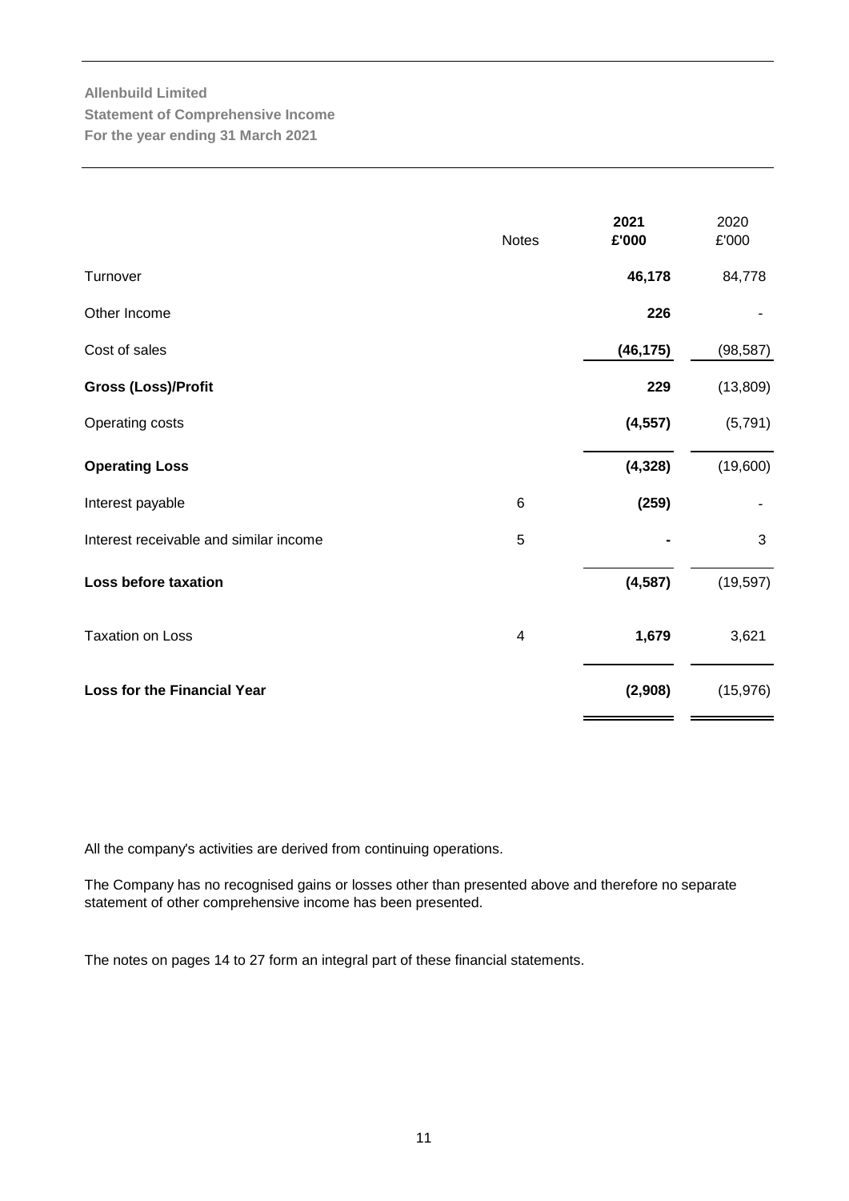**Allenbuild Limited**
**Statement of Comprehensive Income**
**For the year ending 31 March 2021**

| | Notes | **2021 £'000** | 2020 £'000 |
|---|---|---|---|
| Turnover | | **46,178** | 84,778 |
| Other Income | | **226** | - |
| Cost of sales | | **(46,175)** | (98,587) |
| **Gross (Loss)/Profit** | | **229** | (13,809) |
| Operating costs | | **(4,557)** | (5,791) |
| **Operating Loss** | | **(4,328)** | (19,600) |
| Interest payable | 6 | **(259)** | - |
| Interest receivable and similar income | 5 | **-** | 3 |
| **Loss before taxation** | | **(4,587)** | (19,597) |
| Taxation on Loss | 4 | **1,679** | 3,621 |
| **Loss for the Financial Year** | | **(2,908)** | (15,976) |

All the company's activities are derived from continuing operations.

The Company has no recognised gains or losses other than presented above and therefore no separate statement of other comprehensive income has been presented.

The notes on pages 14 to 27 form an integral part of these financial statements.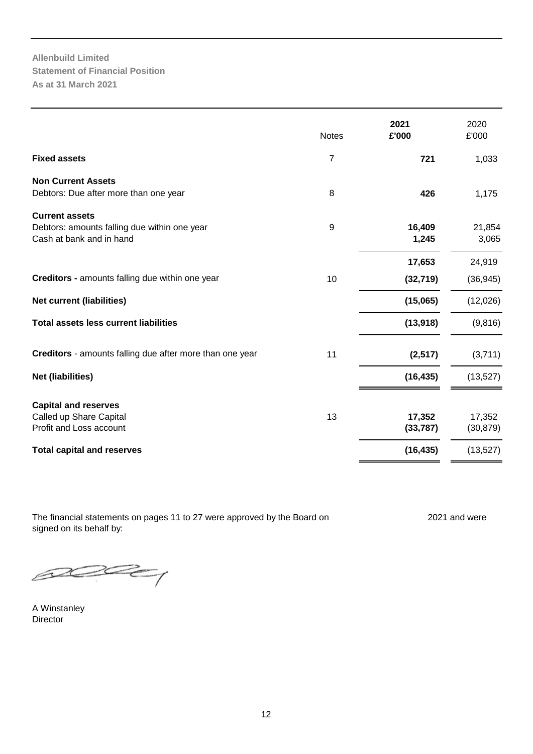**Allenbuild Limited**
**Statement of Financial Position**
**As at 31 March 2021**

| | Notes | 2021 £'000 | 2020 £'000 |
|---|---|---|---|
| **Fixed assets** | 7 | **721** | 1,033 |
| **Non Current Assets** | | | |
| Debtors: Due after more than one year | 8 | **426** | 1,175 |
| **Current assets** | | | |
| Debtors: amounts falling due within one year | 9 | **16,409** | 21,854 |
| Cash at bank and in hand | | **1,245** | 3,065 |
| | | **17,653** | 24,919 |
| **Creditors -** amounts falling due within one year | 10 | **(32,719)** | (36,945) |
| **Net current (liabilities)** | | **(15,065)** | (12,026) |
| **Total assets less current liabilities** | | **(13,918)** | (9,816) |
| **Creditors** - amounts falling due after more than one year | 11 | **(2,517)** | (3,711) |
| **Net (liabilities)** | | **(16,435)** | (13,527) |
| **Capital and reserves** | | | |
| Called up Share Capital | 13 | **17,352** | 17,352 |
| Profit and Loss account | | **(33,787)** | (30,879) |
| **Total capital and reserves** | | **(16,435)** | (13,527) |

The financial statements on pages 11 to 27 were approved by the Board on 2021 and were signed on its behalf by:

A Winstanley
Director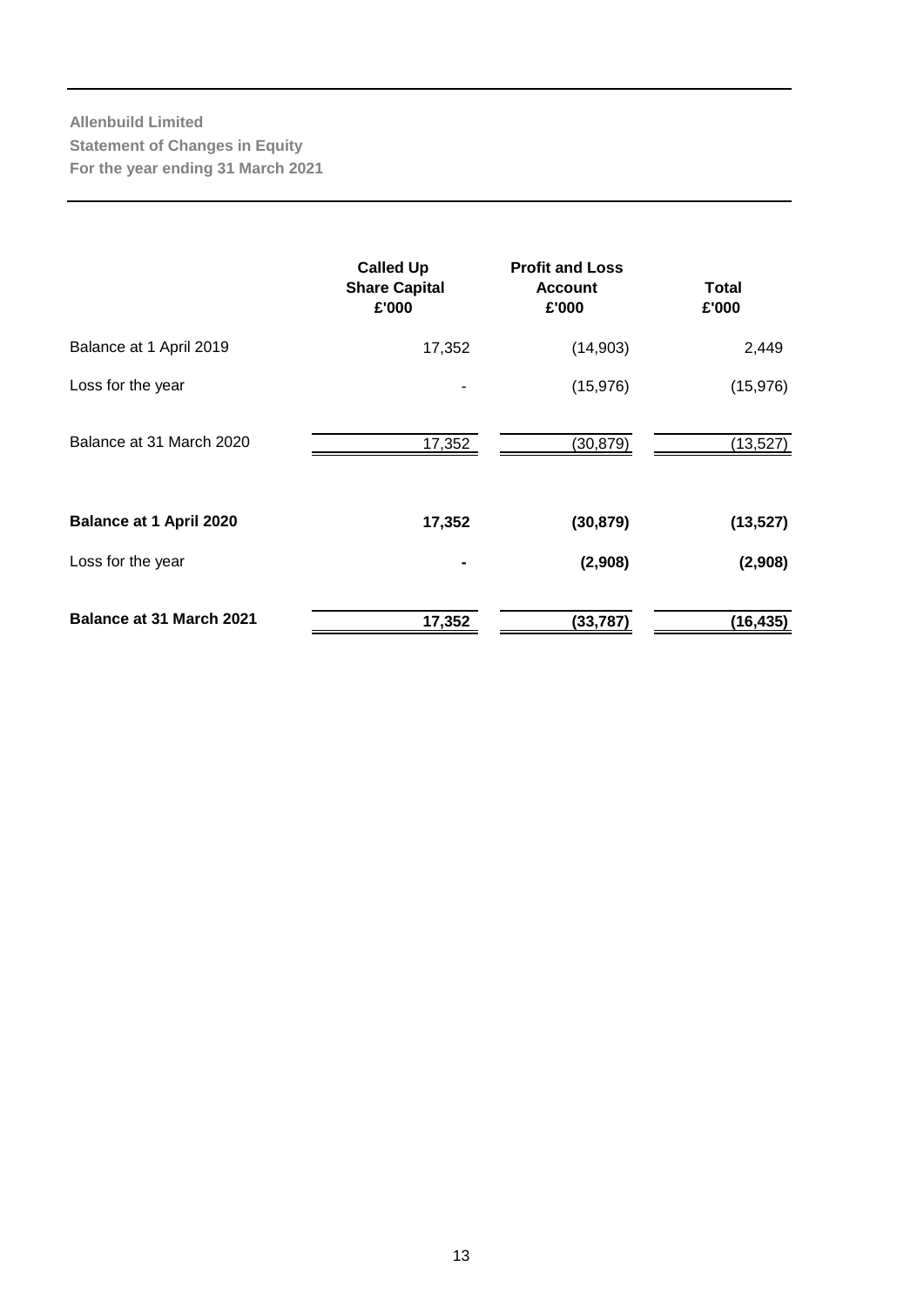**Allenbuild Limited**
**Statement of Changes in Equity**
**For the year ending 31 March 2021**

| | Called Up Share Capital £'000 | Profit and Loss Account £'000 | Total £'000 |
|---|---|---|---|
| Balance at 1 April 2019 | 17,352 | (14,903) | 2,449 |
| Loss for the year | - | (15,976) | (15,976) |
| Balance at 31 March 2020 | 17,352 | (30,879) | (13,527) |
| **Balance at 1 April 2020** | **17,352** | **(30,879)** | **(13,527)** |
| Loss for the year | **-** | **(2,908)** | **(2,908)** |
| **Balance at 31 March 2021** | **17,352** | **(33,787)** | **(16,435)** |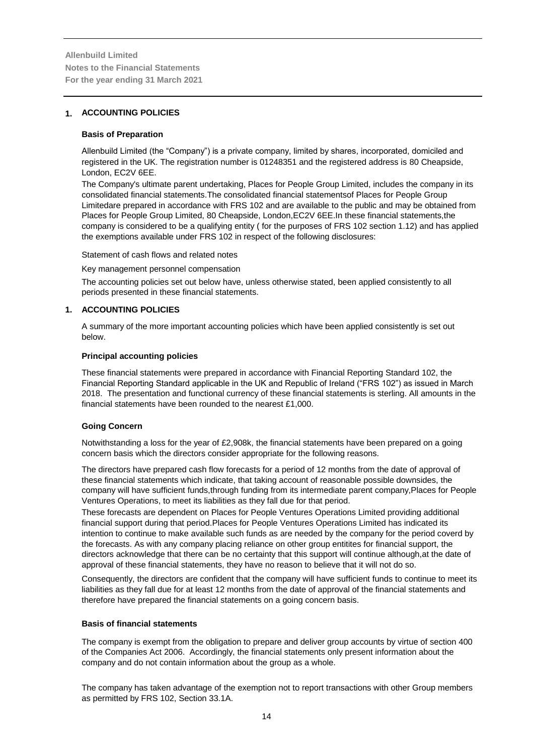**Allenbuild Limited**
**Notes to the Financial Statements**
**For the year ending 31 March 2021**

## 1. ACCOUNTING POLICIES

### Basis of Preparation

Allenbuild Limited (the "Company") is a private company, limited by shares, incorporated, domiciled and registered in the UK. The registration number is 01248351 and the registered address is 80 Cheapside, London, EC2V 6EE.

The Company's ultimate parent undertaking, Places for People Group Limited, includes the company in its consolidated financial statements.The consolidated financial statementsof Places for People Group Limitedare prepared in accordance with FRS 102 and are available to the public and may be obtained from Places for People Group Limited, 80 Cheapside, London,EC2V 6EE.In these financial statements,the company is considered to be a qualifying entity ( for the purposes of FRS 102 section 1.12) and has applied the exemptions available under FRS 102 in respect of the following disclosures:

Statement of cash flows and related notes

Key management personnel compensation

The accounting policies set out below have, unless otherwise stated, been applied consistently to all periods presented in these financial statements.

## 1. ACCOUNTING POLICIES

A summary of the more important accounting policies which have been applied consistently is set out below.

### Principal accounting policies

These financial statements were prepared in accordance with Financial Reporting Standard 102, the Financial Reporting Standard applicable in the UK and Republic of Ireland ("FRS 102") as issued in March 2018. The presentation and functional currency of these financial statements is sterling. All amounts in the financial statements have been rounded to the nearest £1,000.

### Going Concern

Notwithstanding a loss for the year of £2,908k, the financial statements have been prepared on a going concern basis which the directors consider appropriate for the following reasons.

The directors have prepared cash flow forecasts for a period of 12 months from the date of approval of these financial statements which indicate, that taking account of reasonable possible downsides, the company will have sufficient funds,through funding from its intermediate parent company,Places for People Ventures Operations, to meet its liabilities as they fall due for that period.

These forecasts are dependent on Places for People Ventures Operations Limited providing additional financial support during that period.Places for People Ventures Operations Limited has indicated its intention to continue to make available such funds as are needed by the company for the period coverd by the forecasts. As with any company placing reliance on other group entitites for financial support, the directors acknowledge that there can be no certainty that this support will continue although,at the date of approval of these financial statements, they have no reason to believe that it will not do so.

Consequently, the directors are confident that the company will have sufficient funds to continue to meet its liabilities as they fall due for at least 12 months from the date of approval of the financial statements and therefore have prepared the financial statements on a going concern basis.

### Basis of financial statements

The company is exempt from the obligation to prepare and deliver group accounts by virtue of section 400 of the Companies Act 2006. Accordingly, the financial statements only present information about the company and do not contain information about the group as a whole.

The company has taken advantage of the exemption not to report transactions with other Group members as permitted by FRS 102, Section 33.1A.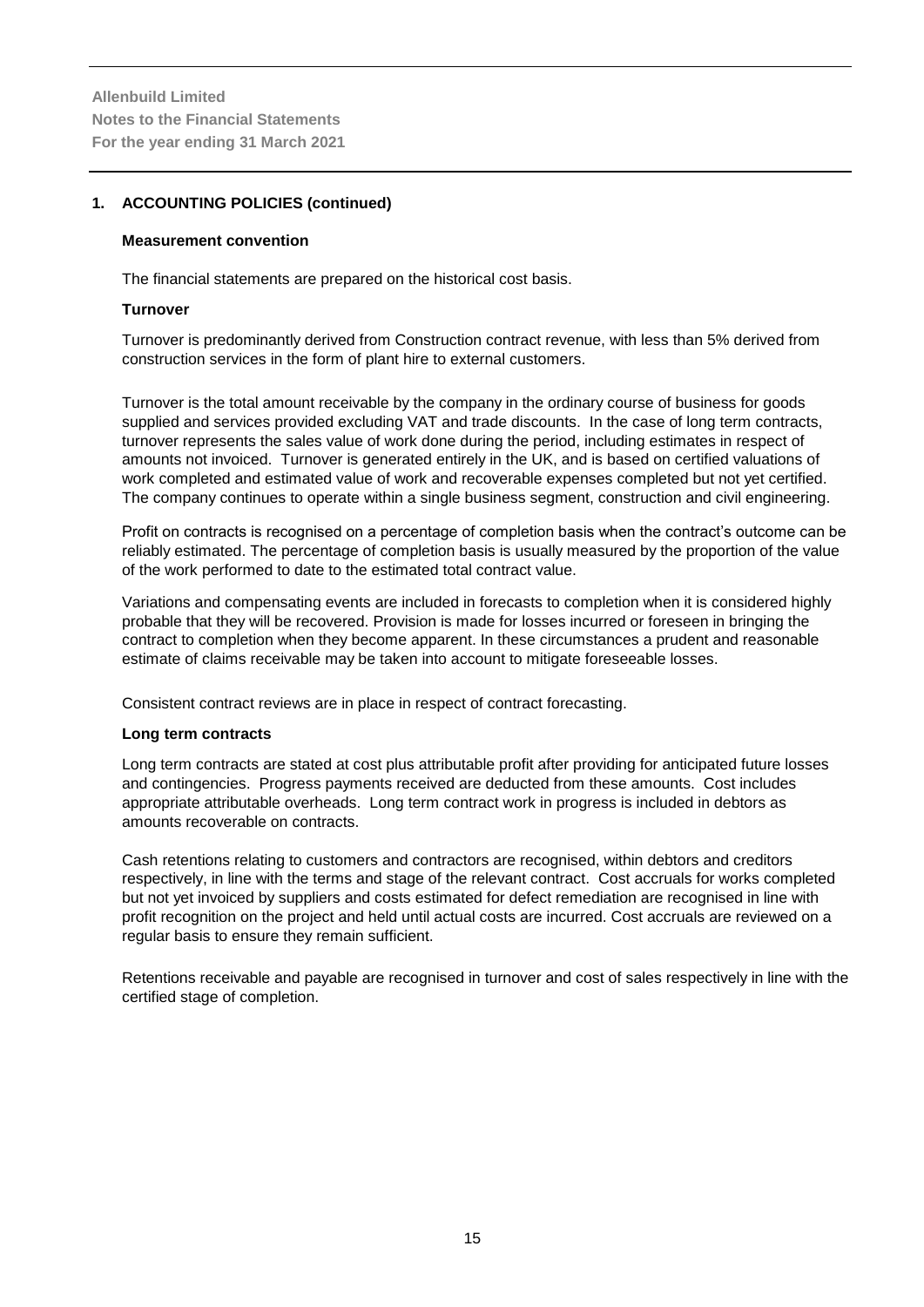**Allenbuild Limited**
**Notes to the Financial Statements**
**For the year ending 31 March 2021**

## 1. ACCOUNTING POLICIES (continued)

### Measurement convention

The financial statements are prepared on the historical cost basis.

### Turnover

Turnover is predominantly derived from Construction contract revenue, with less than 5% derived from construction services in the form of plant hire to external customers.

Turnover is the total amount receivable by the company in the ordinary course of business for goods supplied and services provided excluding VAT and trade discounts. In the case of long term contracts, turnover represents the sales value of work done during the period, including estimates in respect of amounts not invoiced. Turnover is generated entirely in the UK, and is based on certified valuations of work completed and estimated value of work and recoverable expenses completed but not yet certified. The company continues to operate within a single business segment, construction and civil engineering.

Profit on contracts is recognised on a percentage of completion basis when the contract's outcome can be reliably estimated. The percentage of completion basis is usually measured by the proportion of the value of the work performed to date to the estimated total contract value.

Variations and compensating events are included in forecasts to completion when it is considered highly probable that they will be recovered. Provision is made for losses incurred or foreseen in bringing the contract to completion when they become apparent. In these circumstances a prudent and reasonable estimate of claims receivable may be taken into account to mitigate foreseeable losses.

Consistent contract reviews are in place in respect of contract forecasting.

### Long term contracts

Long term contracts are stated at cost plus attributable profit after providing for anticipated future losses and contingencies. Progress payments received are deducted from these amounts. Cost includes appropriate attributable overheads. Long term contract work in progress is included in debtors as amounts recoverable on contracts.

Cash retentions relating to customers and contractors are recognised, within debtors and creditors respectively, in line with the terms and stage of the relevant contract. Cost accruals for works completed but not yet invoiced by suppliers and costs estimated for defect remediation are recognised in line with profit recognition on the project and held until actual costs are incurred. Cost accruals are reviewed on a regular basis to ensure they remain sufficient.

Retentions receivable and payable are recognised in turnover and cost of sales respectively in line with the certified stage of completion.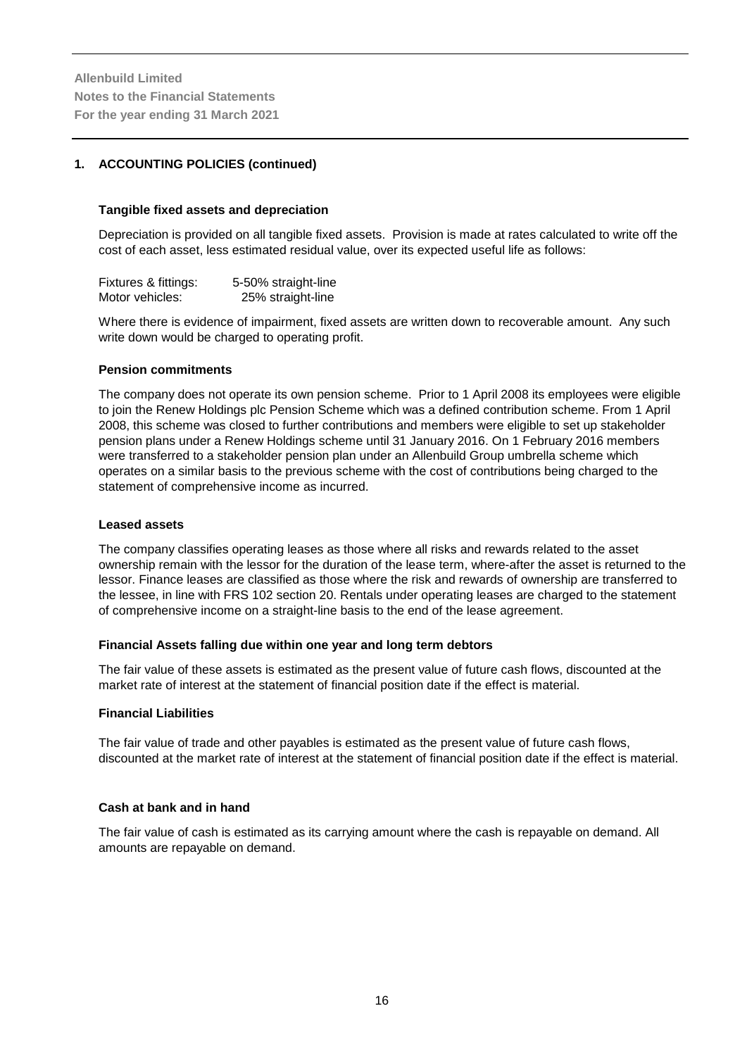**Allenbuild Limited**
**Notes to the Financial Statements**
**For the year ending 31 March 2021**

## 1. ACCOUNTING POLICIES (continued)

### Tangible fixed assets and depreciation

Depreciation is provided on all tangible fixed assets. Provision is made at rates calculated to write off the cost of each asset, less estimated residual value, over its expected useful life as follows:

| | |
|---|---|
| Fixtures & fittings: | 5-50% straight-line |
| Motor vehicles: | 25% straight-line |

Where there is evidence of impairment, fixed assets are written down to recoverable amount. Any such write down would be charged to operating profit.

### Pension commitments

The company does not operate its own pension scheme. Prior to 1 April 2008 its employees were eligible to join the Renew Holdings plc Pension Scheme which was a defined contribution scheme. From 1 April 2008, this scheme was closed to further contributions and members were eligible to set up stakeholder pension plans under a Renew Holdings scheme until 31 January 2016. On 1 February 2016 members were transferred to a stakeholder pension plan under an Allenbuild Group umbrella scheme which operates on a similar basis to the previous scheme with the cost of contributions being charged to the statement of comprehensive income as incurred.

### Leased assets

The company classifies operating leases as those where all risks and rewards related to the asset ownership remain with the lessor for the duration of the lease term, where-after the asset is returned to the lessor. Finance leases are classified as those where the risk and rewards of ownership are transferred to the lessee, in line with FRS 102 section 20. Rentals under operating leases are charged to the statement of comprehensive income on a straight-line basis to the end of the lease agreement.

### Financial Assets falling due within one year and long term debtors

The fair value of these assets is estimated as the present value of future cash flows, discounted at the market rate of interest at the statement of financial position date if the effect is material.

### Financial Liabilities

The fair value of trade and other payables is estimated as the present value of future cash flows, discounted at the market rate of interest at the statement of financial position date if the effect is material.

### Cash at bank and in hand

The fair value of cash is estimated as its carrying amount where the cash is repayable on demand. All amounts are repayable on demand.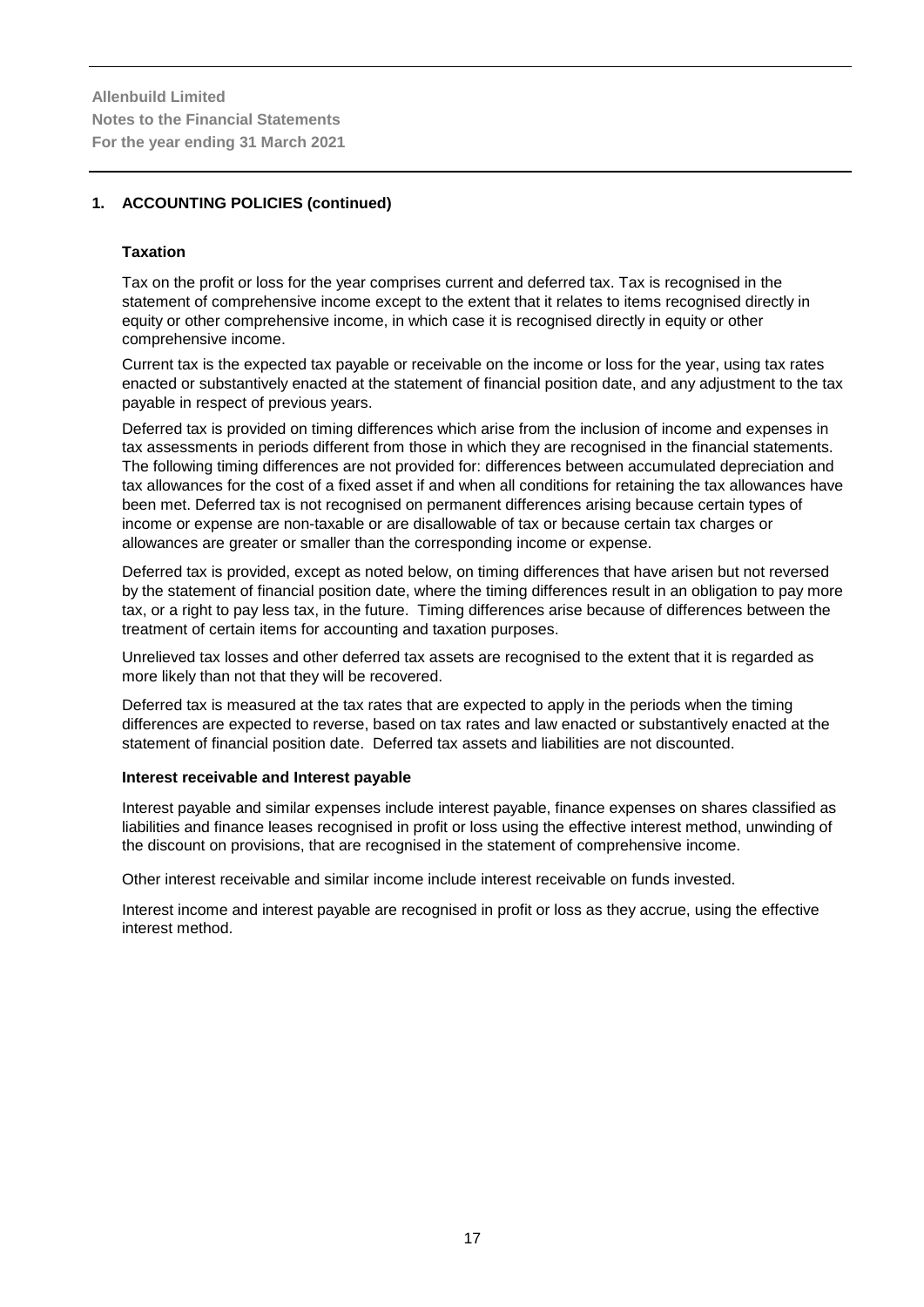**Allenbuild Limited**
**Notes to the Financial Statements**
**For the year ending 31 March 2021**

## 1. ACCOUNTING POLICIES (continued)

### Taxation

Tax on the profit or loss for the year comprises current and deferred tax. Tax is recognised in the statement of comprehensive income except to the extent that it relates to items recognised directly in equity or other comprehensive income, in which case it is recognised directly in equity or other comprehensive income.

Current tax is the expected tax payable or receivable on the income or loss for the year, using tax rates enacted or substantively enacted at the statement of financial position date, and any adjustment to the tax payable in respect of previous years.

Deferred tax is provided on timing differences which arise from the inclusion of income and expenses in tax assessments in periods different from those in which they are recognised in the financial statements. The following timing differences are not provided for: differences between accumulated depreciation and tax allowances for the cost of a fixed asset if and when all conditions for retaining the tax allowances have been met. Deferred tax is not recognised on permanent differences arising because certain types of income or expense are non-taxable or are disallowable of tax or because certain tax charges or allowances are greater or smaller than the corresponding income or expense.

Deferred tax is provided, except as noted below, on timing differences that have arisen but not reversed by the statement of financial position date, where the timing differences result in an obligation to pay more tax, or a right to pay less tax, in the future. Timing differences arise because of differences between the treatment of certain items for accounting and taxation purposes.

Unrelieved tax losses and other deferred tax assets are recognised to the extent that it is regarded as more likely than not that they will be recovered.

Deferred tax is measured at the tax rates that are expected to apply in the periods when the timing differences are expected to reverse, based on tax rates and law enacted or substantively enacted at the statement of financial position date. Deferred tax assets and liabilities are not discounted.

### Interest receivable and Interest payable

Interest payable and similar expenses include interest payable, finance expenses on shares classified as liabilities and finance leases recognised in profit or loss using the effective interest method, unwinding of the discount on provisions, that are recognised in the statement of comprehensive income.

Other interest receivable and similar income include interest receivable on funds invested.

Interest income and interest payable are recognised in profit or loss as they accrue, using the effective interest method.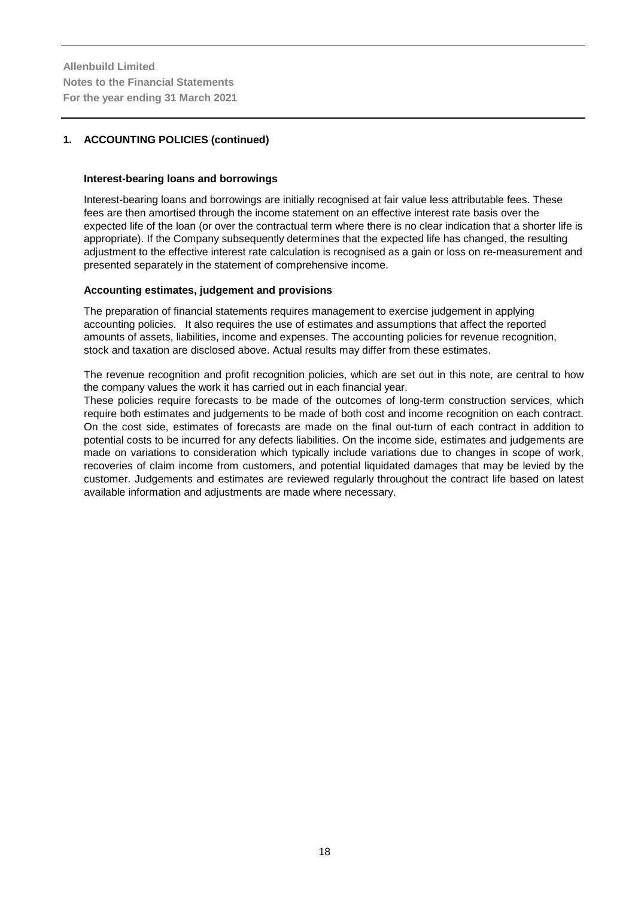## 1. ACCOUNTING POLICIES (continued)

### Interest-bearing loans and borrowings

Interest-bearing loans and borrowings are initially recognised at fair value less attributable fees. These fees are then amortised through the income statement on an effective interest rate basis over the expected life of the loan (or over the contractual term where there is no clear indication that a shorter life is appropriate). If the Company subsequently determines that the expected life has changed, the resulting adjustment to the effective interest rate calculation is recognised as a gain or loss on re-measurement and presented separately in the statement of comprehensive income.

### Accounting estimates, judgement and provisions

The preparation of financial statements requires management to exercise judgement in applying accounting policies. It also requires the use of estimates and assumptions that affect the reported amounts of assets, liabilities, income and expenses. The accounting policies for revenue recognition, stock and taxation are disclosed above. Actual results may differ from these estimates.

The revenue recognition and profit recognition policies, which are set out in this note, are central to how the company values the work it has carried out in each financial year.

These policies require forecasts to be made of the outcomes of long-term construction services, which require both estimates and judgements to be made of both cost and income recognition on each contract. On the cost side, estimates of forecasts are made on the final out-turn of each contract in addition to potential costs to be incurred for any defects liabilities. On the income side, estimates and judgements are made on variations to consideration which typically include variations due to changes in scope of work, recoveries of claim income from customers, and potential liquidated damages that may be levied by the customer. Judgements and estimates are reviewed regularly throughout the contract life based on latest available information and adjustments are made where necessary.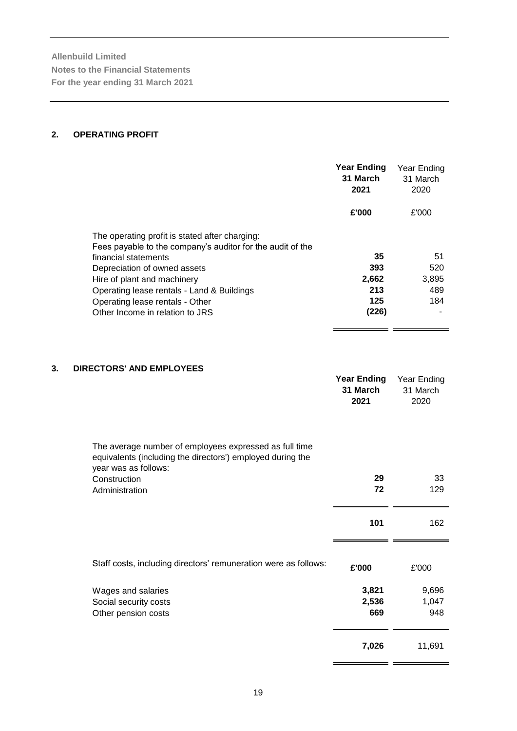**Allenbuild Limited**
**Notes to the Financial Statements**
**For the year ending 31 March 2021**

## 2. OPERATING PROFIT

| | **Year Ending 31 March 2021** | Year Ending 31 March 2020 |
|---|---|---|
| | **£'000** | £'000 |
| The operating profit is stated after charging: | | |
| Fees payable to the company's auditor for the audit of the financial statements | **35** | 51 |
| Depreciation of owned assets | **393** | 520 |
| Hire of plant and machinery | **2,662** | 3,895 |
| Operating lease rentals - Land & Buildings | **213** | 489 |
| Operating lease rentals - Other | **125** | 184 |
| Other Income in relation to JRS | **(226)** | - |

## 3. DIRECTORS' AND EMPLOYEES

| | **Year Ending 31 March 2021** | Year Ending 31 March 2020 |
|---|---|---|
| The average number of employees expressed as full time equivalents (including the directors') employed during the year was as follows: | | |
| Construction | **29** | 33 |
| Administration | **72** | 129 |
| | **101** | 162 |

| Staff costs, including directors' remuneration were as follows: | **£'000** | £'000 |
|---|---|---|
| Wages and salaries | **3,821** | 9,696 |
| Social security costs | **2,536** | 1,047 |
| Other pension costs | **669** | 948 |
| | **7,026** | 11,691 |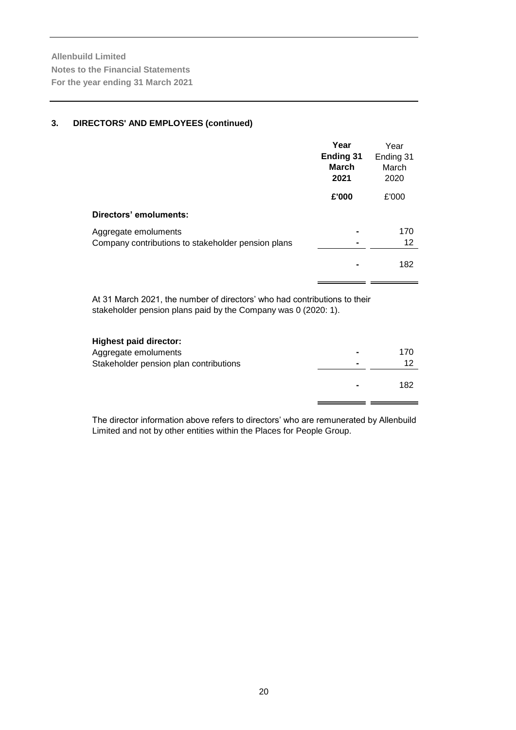## 3. DIRECTORS' AND EMPLOYEES (continued)

| | **Year Ending 31 March 2021** | Year Ending 31 March 2020 |
|---|---|---|
| | **£'000** | £'000 |
| **Directors' emoluments:** | | |
| Aggregate emoluments | - | 170 |
| Company contributions to stakeholder pension plans | - | 12 |
| | - | 182 |

At 31 March 2021, the number of directors' who had contributions to their stakeholder pension plans paid by the Company was 0 (2020: 1).

| | | |
|---|---|---|
| **Highest paid director:** | | |
| Aggregate emoluments | - | 170 |
| Stakeholder pension plan contributions | - | 12 |
| | - | 182 |

The director information above refers to directors' who are remunerated by Allenbuild Limited and not by other entities within the Places for People Group.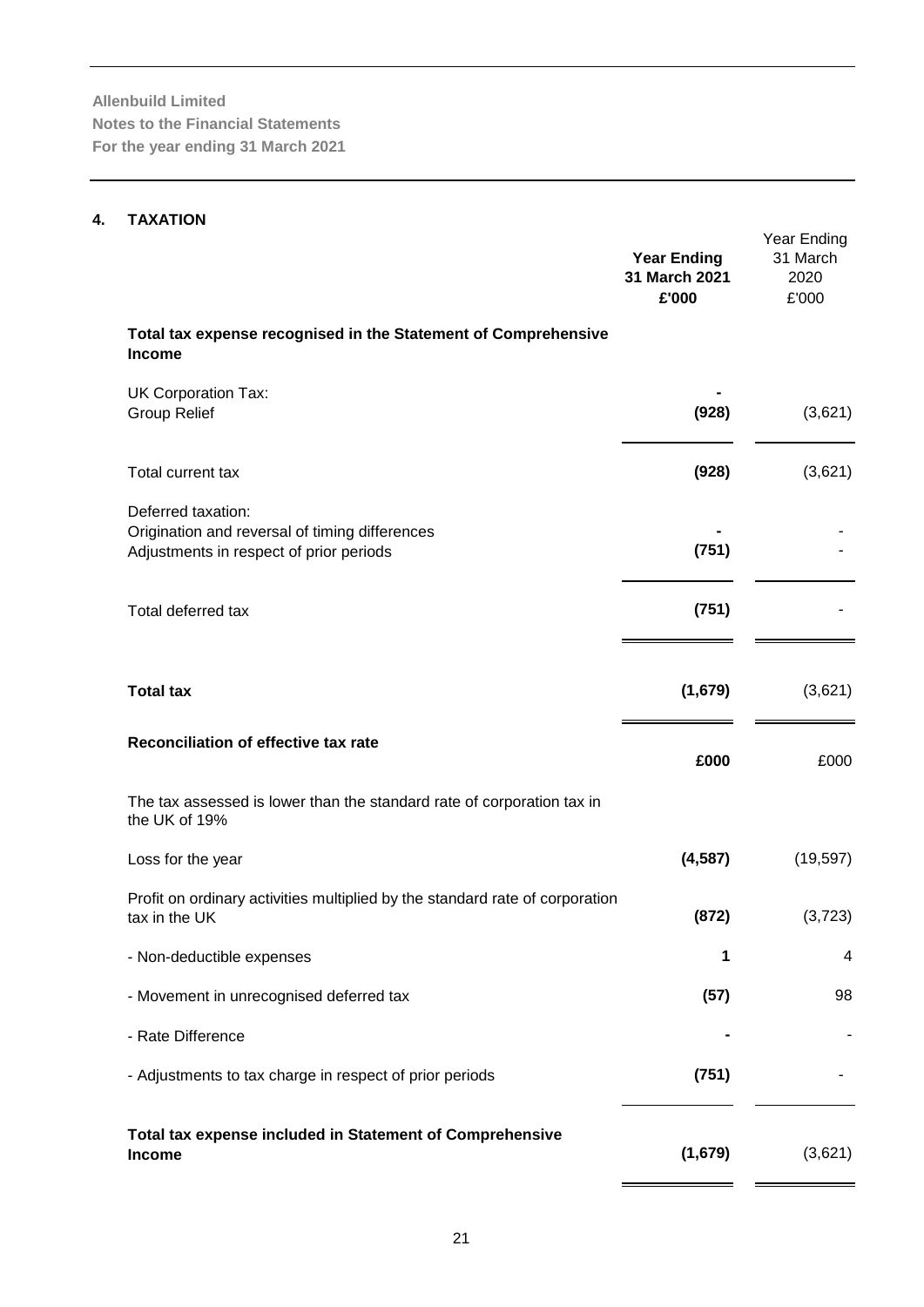**Allenbuild Limited**
**Notes to the Financial Statements**
**For the year ending 31 March 2021**

## 4. TAXATION

| | **Year Ending 31 March 2021 £'000** | Year Ending 31 March 2020 £'000 |
|---|---|---|
| **Total tax expense recognised in the Statement of Comprehensive Income** | | |
| UK Corporation Tax: | **-** | |
| Group Relief | **(928)** | (3,621) |
| Total current tax | **(928)** | (3,621) |
| Deferred taxation: | | |
| Origination and reversal of timing differences | **-** | - |
| Adjustments in respect of prior periods | **(751)** | - |
| Total deferred tax | **(751)** | - |
| **Total tax** | **(1,679)** | (3,621) |

| **Reconciliation of effective tax rate** | **£000** | £000 |
|---|---|---|
| The tax assessed is lower than the standard rate of corporation tax in the UK of 19% | | |
| Loss for the year | **(4,587)** | (19,597) |
| Profit on ordinary activities multiplied by the standard rate of corporation tax in the UK | **(872)** | (3,723) |
| - Non-deductible expenses | **1** | 4 |
| - Movement in unrecognised deferred tax | **(57)** | 98 |
| - Rate Difference | **-** | - |
| - Adjustments to tax charge in respect of prior periods | **(751)** | - |
| **Total tax expense included in Statement of Comprehensive Income** | **(1,679)** | (3,621) |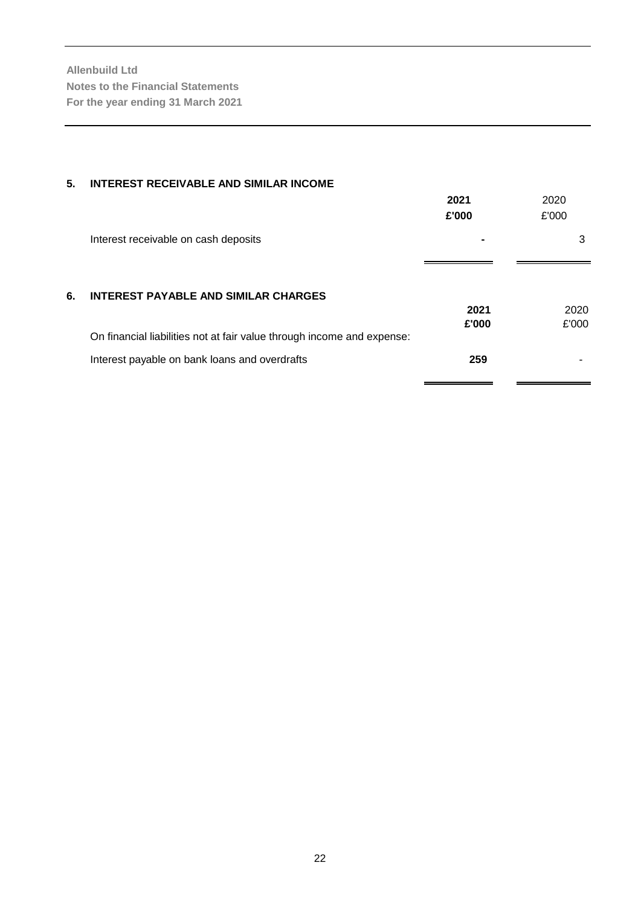## 5. INTEREST RECEIVABLE AND SIMILAR INCOME

| | **2021** | 2020 |
|---|---|---|
| | **£'000** | £'000 |
| Interest receivable on cash deposits | **-** | 3 |

## 6. INTEREST PAYABLE AND SIMILAR CHARGES

| | **2021** | 2020 |
|---|---|---|
| | **£'000** | £'000 |
| On financial liabilities not at fair value through income and expense: | | |
| Interest payable on bank loans and overdrafts | **259** | - |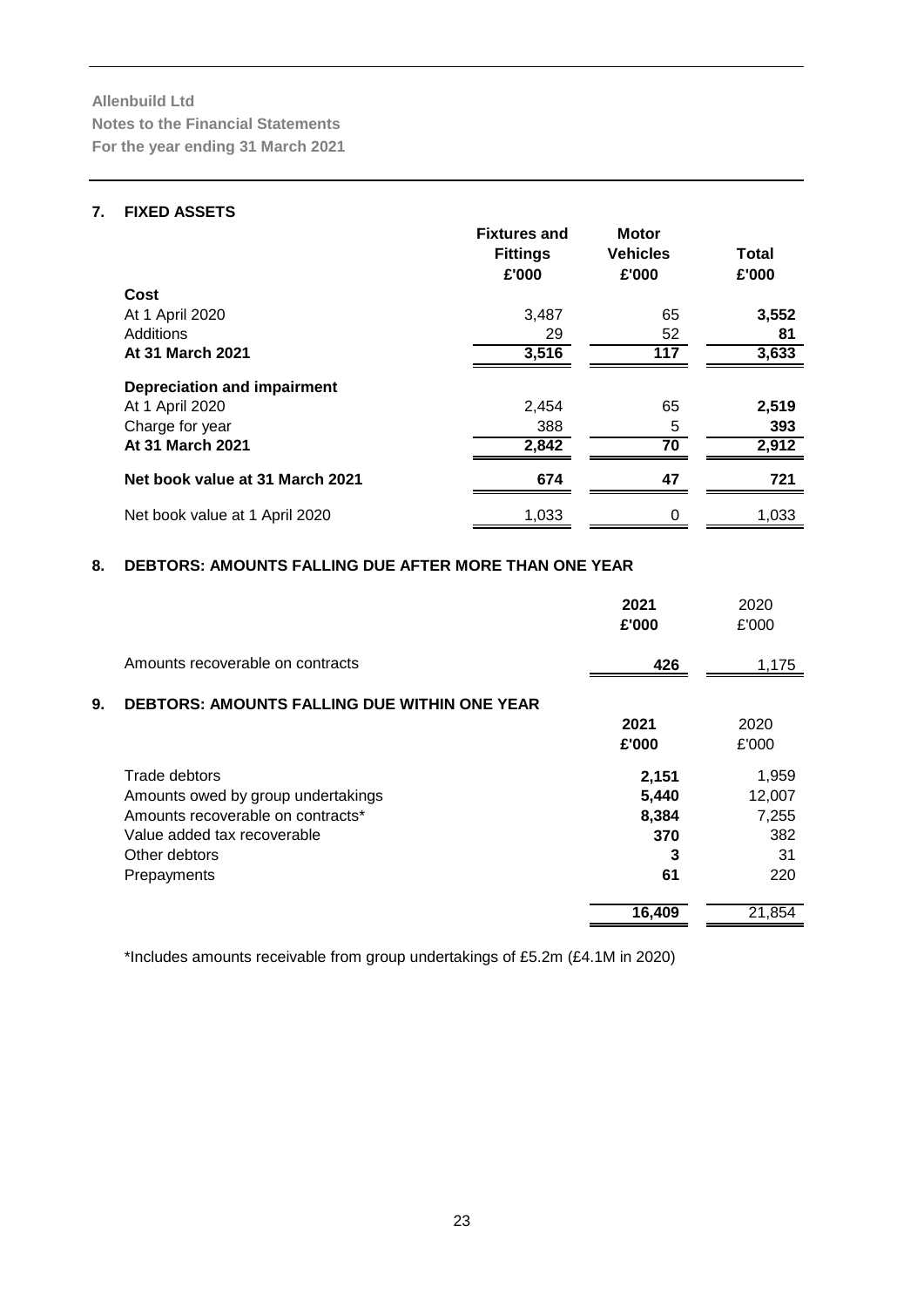**Allenbuild Ltd**
**Notes to the Financial Statements**
**For the year ending 31 March 2021**

## 7. FIXED ASSETS

| | Fixtures and Fittings £'000 | Motor Vehicles £'000 | Total £'000 |
|---|---|---|---|
| **Cost** | | | |
| At 1 April 2020 | 3,487 | 65 | **3,552** |
| Additions | 29 | 52 | **81** |
| **At 31 March 2021** | **3,516** | **117** | **3,633** |
| **Depreciation and impairment** | | | |
| At 1 April 2020 | 2,454 | 65 | **2,519** |
| Charge for year | 388 | 5 | **393** |
| **At 31 March 2021** | **2,842** | **70** | **2,912** |
| **Net book value at 31 March 2021** | **674** | **47** | **721** |
| Net book value at 1 April 2020 | 1,033 | 0 | 1,033 |

## 8. DEBTORS: AMOUNTS FALLING DUE AFTER MORE THAN ONE YEAR

| | 2021 £'000 | 2020 £'000 |
|---|---|---|
| Amounts recoverable on contracts | **426** | 1,175 |

## 9. DEBTORS: AMOUNTS FALLING DUE WITHIN ONE YEAR

| | 2021 £'000 | 2020 £'000 |
|---|---|---|
| Trade debtors | **2,151** | 1,959 |
| Amounts owed by group undertakings | **5,440** | 12,007 |
| Amounts recoverable on contracts* | **8,384** | 7,255 |
| Value added tax recoverable | **370** | 382 |
| Other debtors | **3** | 31 |
| Prepayments | **61** | 220 |
| | **16,409** | 21,854 |

*Includes amounts receivable from group undertakings of £5.2m (£4.1M in 2020)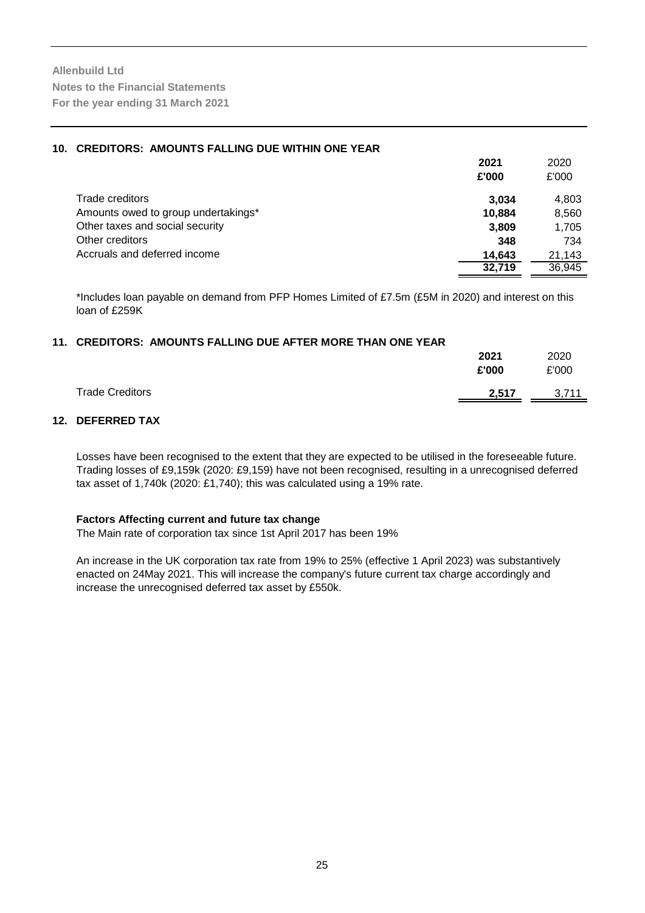**Allenbuild Ltd**
**Notes to the Financial Statements**
**For the year ending 31 March 2021**

## 10. CREDITORS: AMOUNTS FALLING DUE WITHIN ONE YEAR

| | 2021 £'000 | 2020 £'000 |
|---|---|---|
| Trade creditors | **3,034** | 4,803 |
| Amounts owed to group undertakings* | **10,884** | 8,560 |
| Other taxes and social security | **3,809** | 1,705 |
| Other creditors | **348** | 734 |
| Accruals and deferred income | **14,643** | 21,143 |
| | **32,719** | 36,945 |

*Includes loan payable on demand from PFP Homes Limited of £7.5m (£5M in 2020) and interest on this loan of £259K

## 11. CREDITORS: AMOUNTS FALLING DUE AFTER MORE THAN ONE YEAR

| | 2021 £'000 | 2020 £'000 |
|---|---|---|
| Trade Creditors | **2,517** | 3,711 |

## 12. DEFERRED TAX

Losses have been recognised to the extent that they are expected to be utilised in the foreseeable future. Trading losses of £9,159k (2020: £9,159) have not been recognised, resulting in a unrecognised deferred tax asset of 1,740k (2020: £1,740); this was calculated using a 19% rate.

**Factors Affecting current and future tax change**

The Main rate of corporation tax since 1st April 2017 has been 19%

An increase in the UK corporation tax rate from 19% to 25% (effective 1 April 2023) was substantively enacted on 24May 2021. This will increase the company's future current tax charge accordingly and increase the unrecognised deferred tax asset by £550k.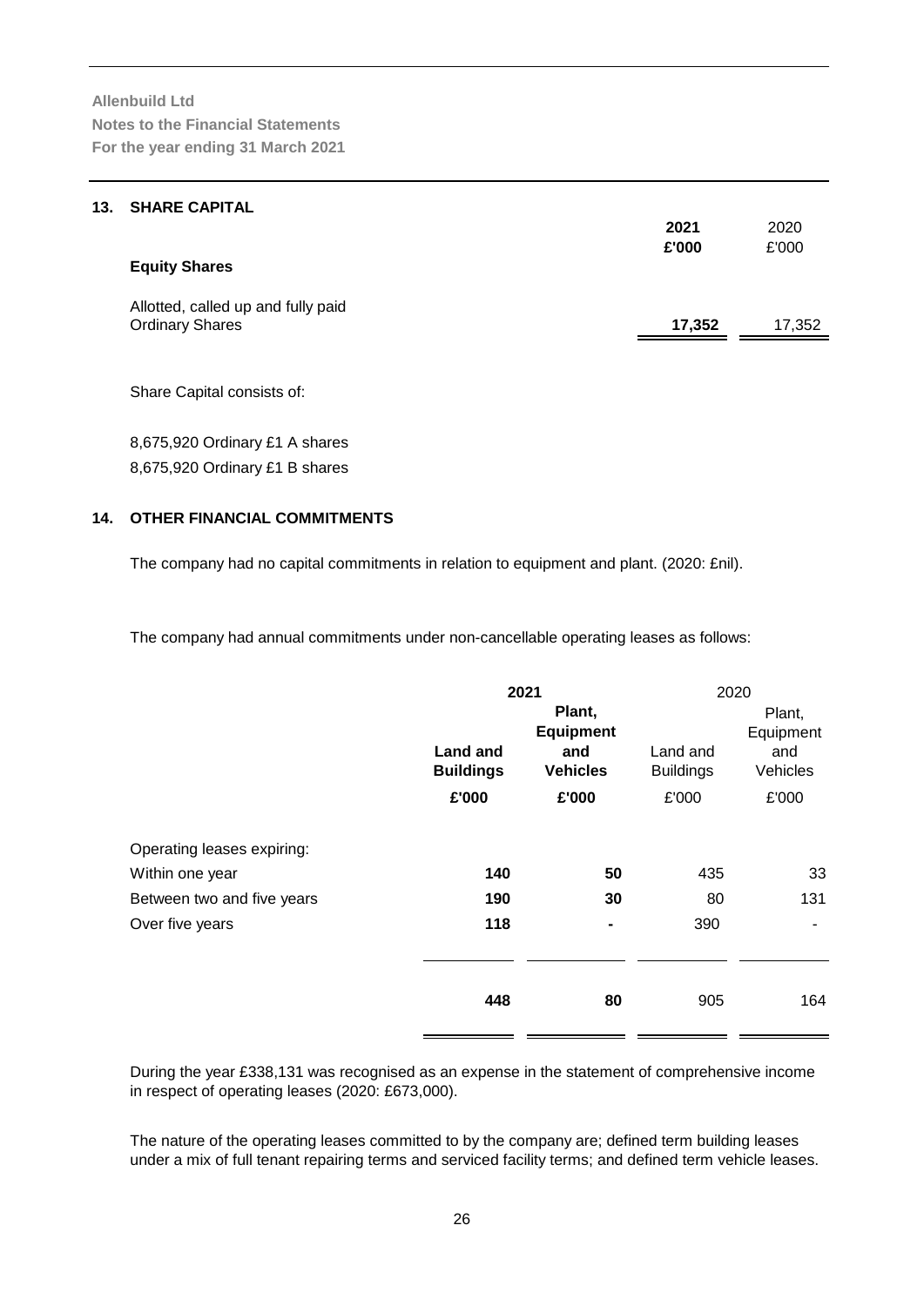**Allenbuild Ltd**
**Notes to the Financial Statements**
**For the year ending 31 March 2021**

## 13. SHARE CAPITAL

| | **2021** | 2020 |
|---|---|---|
| | **£'000** | £'000 |
| **Equity Shares** | | |
| Allotted, called up and fully paid Ordinary Shares | **17,352** | 17,352 |

Share Capital consists of:

8,675,920 Ordinary £1 A shares
8,675,920 Ordinary £1 B shares

## 14. OTHER FINANCIAL COMMITMENTS

The company had no capital commitments in relation to equipment and plant. (2020: £nil).

The company had annual commitments under non-cancellable operating leases as follows:

| | **2021** | | 2020 | |
|---|---|---|---|---|
| | **Land and Buildings** | **Plant, Equipment and Vehicles** | Land and Buildings | Plant, Equipment and Vehicles |
| | **£'000** | **£'000** | £'000 | £'000 |
| Operating leases expiring: | | | | |
| Within one year | **140** | **50** | 435 | 33 |
| Between two and five years | **190** | **30** | 80 | 131 |
| Over five years | **118** | **-** | 390 | - |
| | **448** | **80** | 905 | 164 |

During the year £338,131 was recognised as an expense in the statement of comprehensive income in respect of operating leases (2020: £673,000).

The nature of the operating leases committed to by the company are; defined term building leases under a mix of full tenant repairing terms and serviced facility terms; and defined term vehicle leases.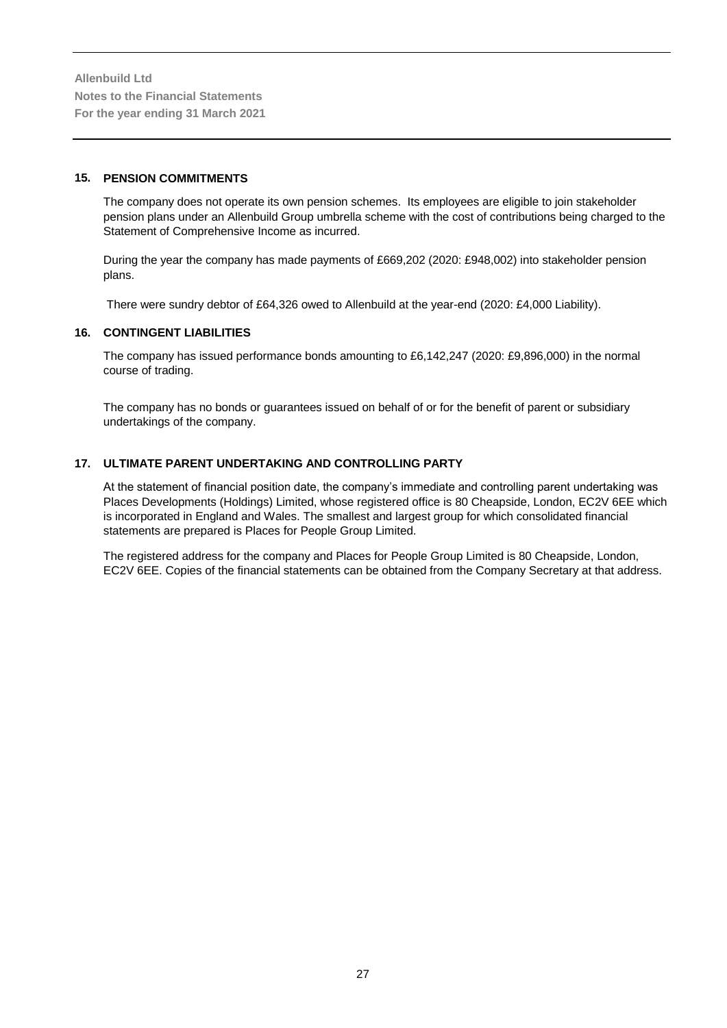## 15. PENSION COMMITMENTS

The company does not operate its own pension schemes. Its employees are eligible to join stakeholder pension plans under an Allenbuild Group umbrella scheme with the cost of contributions being charged to the Statement of Comprehensive Income as incurred.

During the year the company has made payments of £669,202 (2020: £948,002) into stakeholder pension plans.

There were sundry debtor of £64,326 owed to Allenbuild at the year-end (2020: £4,000 Liability).

## 16. CONTINGENT LIABILITIES

The company has issued performance bonds amounting to £6,142,247 (2020: £9,896,000) in the normal course of trading.

The company has no bonds or guarantees issued on behalf of or for the benefit of parent or subsidiary undertakings of the company.

## 17. ULTIMATE PARENT UNDERTAKING AND CONTROLLING PARTY

At the statement of financial position date, the company's immediate and controlling parent undertaking was Places Developments (Holdings) Limited, whose registered office is 80 Cheapside, London, EC2V 6EE which is incorporated in England and Wales. The smallest and largest group for which consolidated financial statements are prepared is Places for People Group Limited.

The registered address for the company and Places for People Group Limited is 80 Cheapside, London, EC2V 6EE. Copies of the financial statements can be obtained from the Company Secretary at that address.